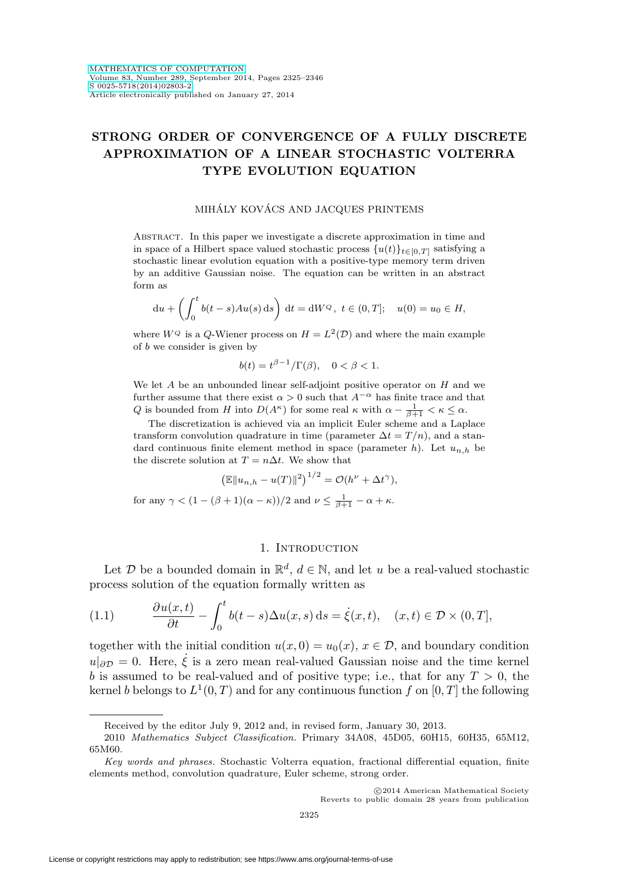# STRONG ORDER OF CONVERGENCE OF A FULLY DISCRETE APPROXIMATION OF A LINEAR STOCHASTIC VOLTERRA TYPE EVOLUTION EQUATION

MIHÁLY KOVÁCS AND JACQUES PRINTEMS

Abstract. In this paper we investigate a discrete approximation in time and in space of a Hilbert space valued stochastic process $\{u(t)\}_{t\in[0,T]}$ satisfying a stochastic linear evolution equation with a positive-type memory term driven by an additive Gaussian noise. The equation can be written in an abstract form as

$$\mathrm{d}u + \left(\int_0^t b(t-s)Au(s)\,\mathrm{d}s\right)\,\mathrm{d}t = \mathrm{d}W^Q,\ t\in(0,T];\quad u(0)=u_0\in H,$$

where $W^Q$ is a $Q$-Wiener process on $H=L^2(\mathcal{D})$ and where the main example of $b$ we consider is given by

$$b(t)=t^{\beta-1}/\Gamma(\beta),\quad 0<\beta<1.$$

We let $A$ be an unbounded linear self-adjoint positive operator on $H$ and we further assume that there exist $\alpha>0$ such that $A^{-\alpha}$ has finite trace and that $Q$ is bounded from $H$ into $D(A^\kappa)$ for some real $\kappa$ with $\alpha-\frac{1}{\beta+1}<\kappa\leq\alpha$.

The discretization is achieved via an implicit Euler scheme and a Laplace transform convolution quadrature in time (parameter $\Delta t=T/n$), and a standard continuous finite element method in space (parameter $h$). Let $u_{n,h}$ be the discrete solution at $T=n\Delta t$. We show that

$$\left(\mathbb{E}\|u_{n,h}-u(T)\|^2\right)^{1/2}=\mathcal{O}(h^\nu+\Delta t^\gamma),$$

for any $\gamma<(1-(\beta+1)(\alpha-\kappa))/2$ and $\nu\leq\frac{1}{\beta+1}-\alpha+\kappa$.

## 1. Introduction

Let $\mathcal{D}$ be a bounded domain in $\mathbb{R}^d$, $d\in\mathbb{N}$, and let $u$ be a real-valued stochastic process solution of the equation formally written as

$$\frac{\partial u(x,t)}{\partial t}-\int_0^t b(t-s)\Delta u(x,s)\,\mathrm{d}s=\dot{\xi}(x,t),\quad (x,t)\in\mathcal{D}\times(0,T], \tag{1.1}$$

together with the initial condition $u(x,0)=u_0(x)$, $x\in\mathcal{D}$, and boundary condition $u|_{\partial\mathcal{D}}=0$. Here, $\dot{\xi}$ is a zero mean real-valued Gaussian noise and the time kernel $b$ is assumed to be real-valued and of positive type; i.e., that for any $T>0$, the kernel $b$ belongs to $L^1(0,T)$ and for any continuous function $f$ on $[0,T]$ the following

---

Received by the editor July 9, 2012 and, in revised form, January 30, 2013.

2010 *Mathematics Subject Classification.* Primary 34A08, 45D05, 60H15, 60H35, 65M12, 65M60.

*Key words and phrases.* Stochastic Volterra equation, fractional differential equation, finite elements method, convolution quadrature, Euler scheme, strong order.

©2014 American Mathematical Society
Reverts to public domain 28 years from publication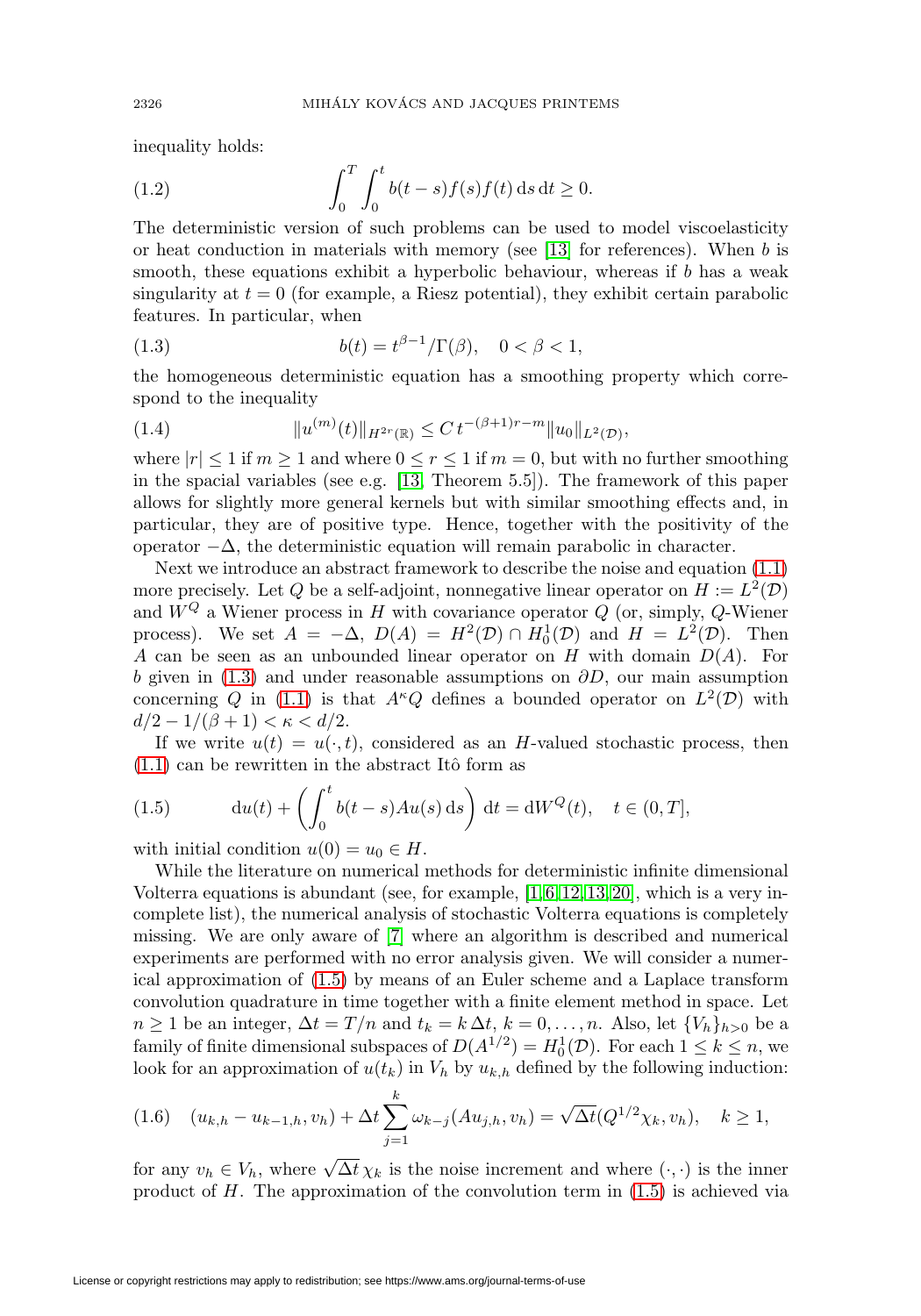inequality holds:

$$\int_0^T \int_0^t b(t-s)f(s)f(t)\,\mathrm{d}s\,\mathrm{d}t \geq 0. \tag{1.2}$$

The deterministic version of such problems can be used to model viscoelasticity or heat conduction in materials with memory (see [13] for references). When $b$ is smooth, these equations exhibit a hyperbolic behaviour, whereas if $b$ has a weak singularity at $t=0$ (for example, a Riesz potential), they exhibit certain parabolic features. In particular, when

$$b(t) = t^{\beta-1}/\Gamma(\beta), \quad 0<\beta<1, \tag{1.3}$$

the homogeneous deterministic equation has a smoothing property which correspond to the inequality

$$\|u^{(m)}(t)\|_{H^{2r}(\mathbb{R})} \leq C\, t^{-(\beta+1)r-m}\|u_0\|_{L^2(\mathcal{D})}, \tag{1.4}$$

where $|r|\leq 1$ if $m\geq 1$ and where $0\leq r\leq 1$ if $m=0$, but with no further smoothing in the spacial variables (see e.g. [13, Theorem 5.5]). The framework of this paper allows for slightly more general kernels but with similar smoothing effects and, in particular, they are of positive type. Hence, together with the positivity of the operator $-\Delta$, the deterministic equation will remain parabolic in character.

Next we introduce an abstract framework to describe the noise and equation (1.1) more precisely. Let $Q$ be a self-adjoint, nonnegative linear operator on $H:=L^2(\mathcal{D})$ and $W^Q$ a Wiener process in $H$ with covariance operator $Q$ (or, simply, $Q$-Wiener process). We set $A=-\Delta$, $D(A)=H^2(\mathcal{D})\cap H_0^1(\mathcal{D})$ and $H=L^2(\mathcal{D})$. Then $A$ can be seen as an unbounded linear operator on $H$ with domain $D(A)$. For $b$ given in (1.3) and under reasonable assumptions on $\partial D$, our main assumption concerning $Q$ in (1.1) is that $A^\kappa Q$ defines a bounded operator on $L^2(\mathcal{D})$ with $d/2-1/(\beta+1)<\kappa<d/2$.

If we write $u(t)=u(\cdot,t)$, considered as an $H$-valued stochastic process, then (1.1) can be rewritten in the abstract Itô form as

$$\mathrm{d}u(t) + \left(\int_0^t b(t-s)Au(s)\,\mathrm{d}s\right)\mathrm{d}t = \mathrm{d}W^Q(t), \quad t\in(0,T], \tag{1.5}$$

with initial condition $u(0)=u_0\in H$.

While the literature on numerical methods for deterministic infinite dimensional Volterra equations is abundant (see, for example, [1, 6, 12, 13, 20], which is a very incomplete list), the numerical analysis of stochastic Volterra equations is completely missing. We are only aware of [7] where an algorithm is described and numerical experiments are performed with no error analysis given. We will consider a numerical approximation of (1.5) by means of an Euler scheme and a Laplace transform convolution quadrature in time together with a finite element method in space. Let $n\geq 1$ be an integer, $\Delta t=T/n$ and $t_k=k\,\Delta t$, $k=0,\ldots,n$. Also, let $\{V_h\}_{h>0}$ be a family of finite dimensional subspaces of $D(A^{1/2})=H_0^1(\mathcal{D})$. For each $1\leq k\leq n$, we look for an approximation of $u(t_k)$ in $V_h$ by $u_{k,h}$ defined by the following induction:

$$(u_{k,h}-u_{k-1,h},v_h) + \Delta t\sum_{j=1}^{k}\omega_{k-j}(Au_{j,h},v_h) = \sqrt{\Delta t}(Q^{1/2}\chi_k,v_h), \quad k\geq 1, \tag{1.6}$$

for any $v_h\in V_h$, where $\sqrt{\Delta t}\,\chi_k$ is the noise increment and where $(\cdot,\cdot)$ is the inner product of $H$. The approximation of the convolution term in (1.5) is achieved via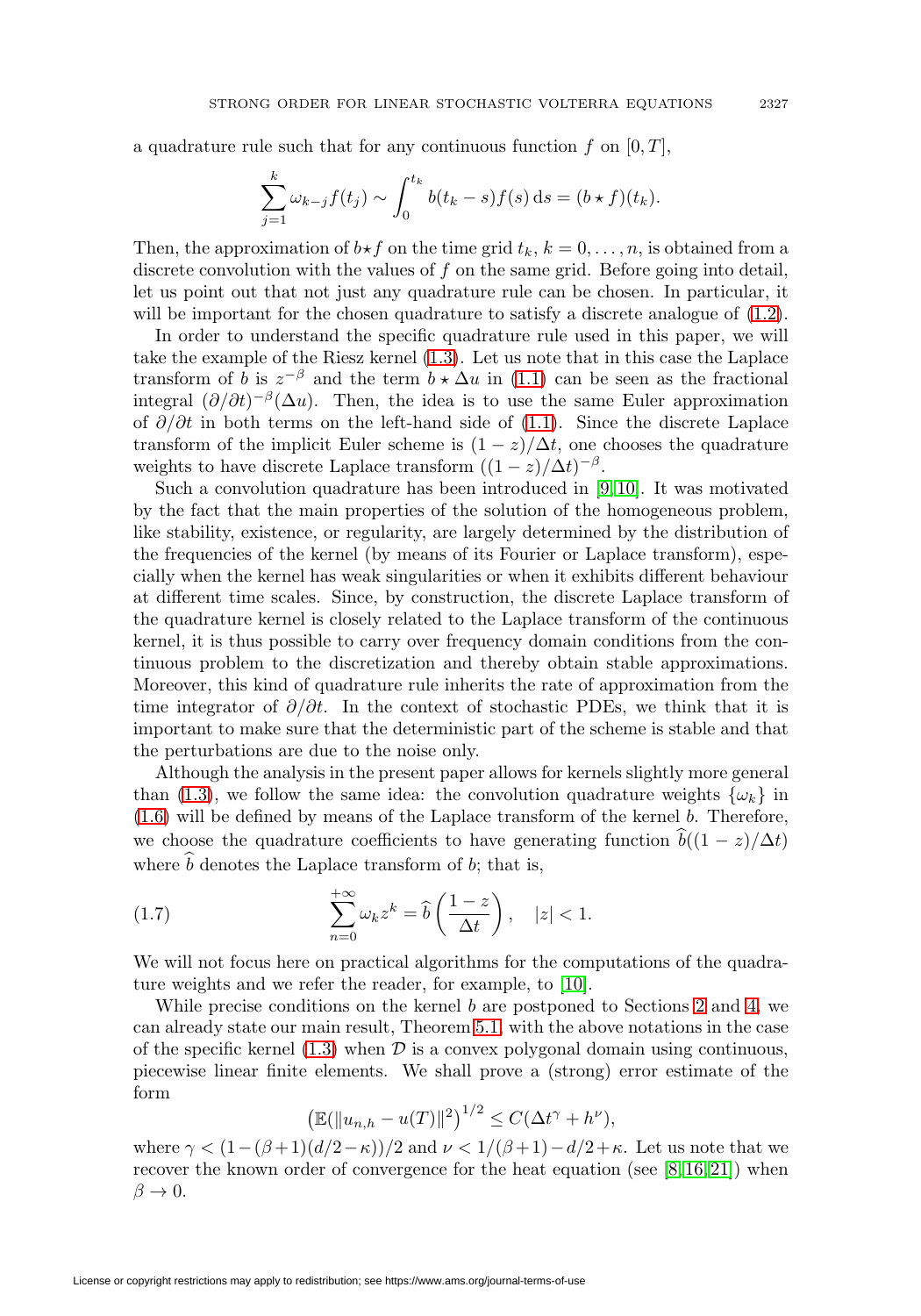a quadrature rule such that for any continuous function $f$ on $[0, T]$,

$$\sum_{j=1}^{k} \omega_{k-j} f(t_j) \sim \int_0^{t_k} b(t_k - s) f(s)\, \mathrm{d}s = (b \star f)(t_k).$$

Then, the approximation of $b \star f$ on the time grid $t_k$, $k = 0, \dots, n$, is obtained from a discrete convolution with the values of $f$ on the same grid. Before going into detail, let us point out that not just any quadrature rule can be chosen. In particular, it will be important for the chosen quadrature to satisfy a discrete analogue of (1.2).

In order to understand the specific quadrature rule used in this paper, we will take the example of the Riesz kernel (1.3). Let us note that in this case the Laplace transform of $b$ is $z^{-\beta}$ and the term $b \star \Delta u$ in (1.1) can be seen as the fractional integral $(\partial/\partial t)^{-\beta}(\Delta u)$. Then, the idea is to use the same Euler approximation of $\partial/\partial t$ in both terms on the left-hand side of (1.1). Since the discrete Laplace transform of the implicit Euler scheme is $(1-z)/\Delta t$, one chooses the quadrature weights to have discrete Laplace transform $((1-z)/\Delta t)^{-\beta}$.

Such a convolution quadrature has been introduced in [9, 10]. It was motivated by the fact that the main properties of the solution of the homogeneous problem, like stability, existence, or regularity, are largely determined by the distribution of the frequencies of the kernel (by means of its Fourier or Laplace transform), especially when the kernel has weak singularities or when it exhibits different behaviour at different time scales. Since, by construction, the discrete Laplace transform of the quadrature kernel is closely related to the Laplace transform of the continuous kernel, it is thus possible to carry over frequency domain conditions from the continuous problem to the discretization and thereby obtain stable approximations. Moreover, this kind of quadrature rule inherits the rate of approximation from the time integrator of $\partial/\partial t$. In the context of stochastic PDEs, we think that it is important to make sure that the deterministic part of the scheme is stable and that the perturbations are due to the noise only.

Although the analysis in the present paper allows for kernels slightly more general than (1.3), we follow the same idea: the convolution quadrature weights $\{\omega_k\}$ in (1.6) will be defined by means of the Laplace transform of the kernel $b$. Therefore, we choose the quadrature coefficients to have generating function $\widehat{b}((1-z)/\Delta t)$ where $\widehat{b}$ denotes the Laplace transform of $b$; that is,

$$\sum_{n=0}^{+\infty} \omega_k z^k = \widehat{b}\left(\frac{1-z}{\Delta t}\right), \quad |z| < 1. \tag{1.7}$$

We will not focus here on practical algorithms for the computations of the quadrature weights and we refer the reader, for example, to [10].

While precise conditions on the kernel $b$ are postponed to Sections 2 and 4, we can already state our main result, Theorem 5.1, with the above notations in the case of the specific kernel (1.3) when $\mathcal{D}$ is a convex polygonal domain using continuous, piecewise linear finite elements. We shall prove a (strong) error estimate of the form

$$\left(\mathbb{E}(\|u_{n,h} - u(T)\|^2)\right)^{1/2} \leq C(\Delta t^{\gamma} + h^{\nu}),$$

where $\gamma < (1 - (\beta+1)(d/2 - \kappa))/2$ and $\nu < 1/(\beta+1) - d/2 + \kappa$. Let us note that we recover the known order of convergence for the heat equation (see [8, 16, 21]) when $\beta \to 0$.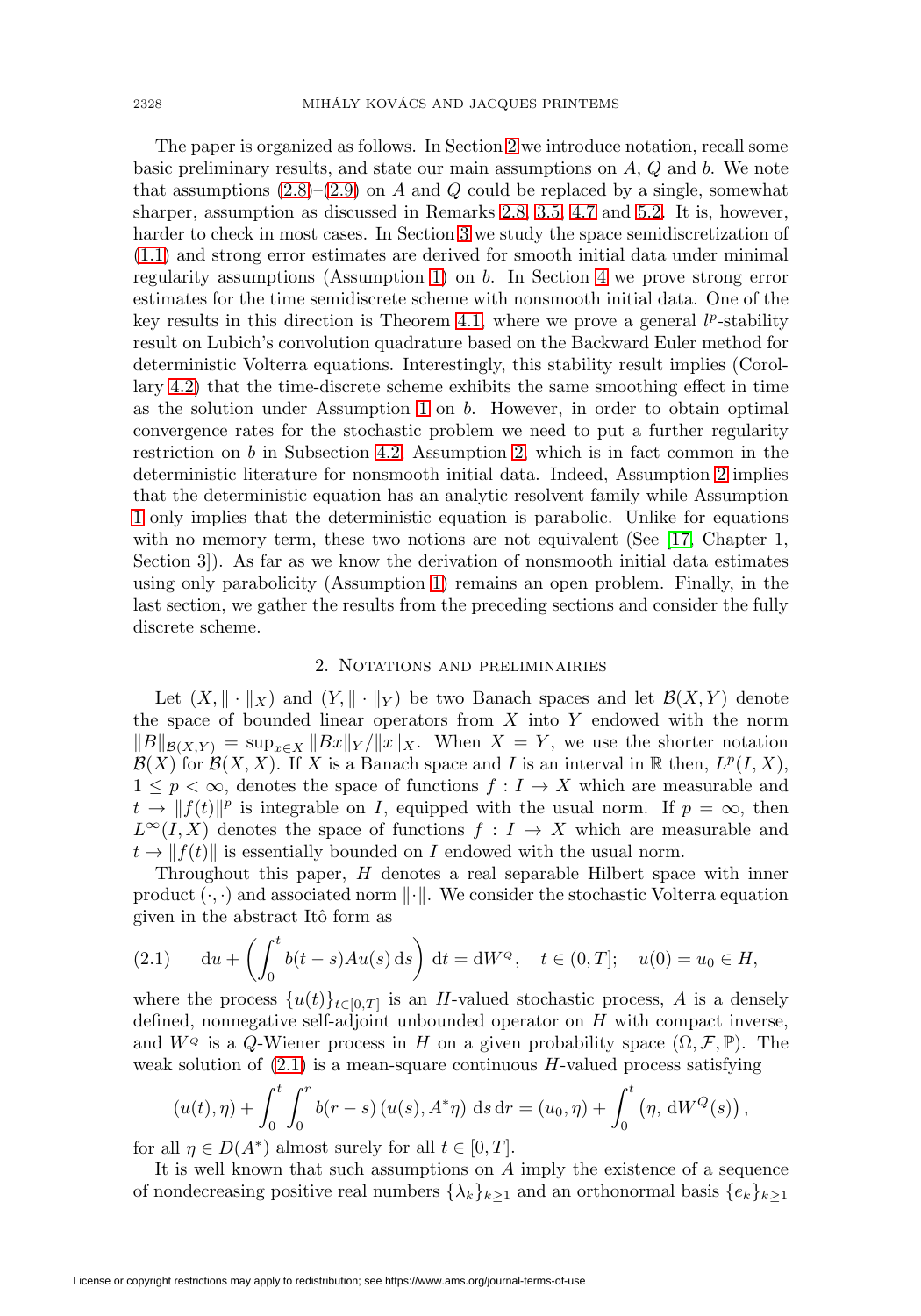The paper is organized as follows. In Section 2 we introduce notation, recall some basic preliminary results, and state our main assumptions on $A$, $Q$ and $b$. We note that assumptions (2.8)–(2.9) on $A$ and $Q$ could be replaced by a single, somewhat sharper, assumption as discussed in Remarks 2.8, 3.5, 4.7 and 5.2. It is, however, harder to check in most cases. In Section 3 we study the space semidiscretization of (1.1) and strong error estimates are derived for smooth initial data under minimal regularity assumptions (Assumption 1) on $b$. In Section 4 we prove strong error estimates for the time semidiscrete scheme with nonsmooth initial data. One of the key results in this direction is Theorem 4.1, where we prove a general $l^p$-stability result on Lubich's convolution quadrature based on the Backward Euler method for deterministic Volterra equations. Interestingly, this stability result implies (Corollary 4.2) that the time-discrete scheme exhibits the same smoothing effect in time as the solution under Assumption 1 on $b$. However, in order to obtain optimal convergence rates for the stochastic problem we need to put a further regularity restriction on $b$ in Subsection 4.2, Assumption 2, which is in fact common in the deterministic literature for nonsmooth initial data. Indeed, Assumption 2 implies that the deterministic equation has an analytic resolvent family while Assumption 1 only implies that the deterministic equation is parabolic. Unlike for equations with no memory term, these two notions are not equivalent (See [17, Chapter 1, Section 3]). As far as we know the derivation of nonsmooth initial data estimates using only parabolicity (Assumption 1) remains an open problem. Finally, in the last section, we gather the results from the preceding sections and consider the fully discrete scheme.

## 2. Notations and preliminairies

Let $(X, \|\cdot\|_X)$ and $(Y, \|\cdot\|_Y)$ be two Banach spaces and let $\mathcal{B}(X,Y)$ denote the space of bounded linear operators from $X$ into $Y$ endowed with the norm $\|B\|_{\mathcal{B}(X,Y)} = \sup_{x\in X} \|Bx\|_Y/\|x\|_X$. When $X = Y$, we use the shorter notation $\mathcal{B}(X)$ for $\mathcal{B}(X,X)$. If $X$ is a Banach space and $I$ is an interval in $\mathbb{R}$ then, $L^p(I,X)$, $1 \le p < \infty$, denotes the space of functions $f : I \to X$ which are measurable and $t \to \|f(t)\|^p$ is integrable on $I$, equipped with the usual norm. If $p = \infty$, then $L^\infty(I,X)$ denotes the space of functions $f : I \to X$ which are measurable and $t \to \|f(t)\|$ is essentially bounded on $I$ endowed with the usual norm.

Throughout this paper, $H$ denotes a real separable Hilbert space with inner product $(\cdot,\cdot)$ and associated norm $\|\cdot\|$. We consider the stochastic Volterra equation given in the abstract Itô form as

$$\mathrm{d}u + \left(\int_0^t b(t-s)Au(s)\,\mathrm{d}s\right)\mathrm{d}t = \mathrm{d}W^Q, \quad t\in(0,T]; \quad u(0)=u_0\in H, \tag{2.1}$$

where the process $\{u(t)\}_{t\in[0,T]}$ is an $H$-valued stochastic process, $A$ is a densely defined, nonnegative self-adjoint unbounded operator on $H$ with compact inverse, and $W^Q$ is a $Q$-Wiener process in $H$ on a given probability space $(\Omega, \mathcal{F}, \mathbb{P})$. The weak solution of (2.1) is a mean-square continuous $H$-valued process satisfying

$$(u(t),\eta) + \int_0^t\int_0^r b(r-s)\,(u(s),A^*\eta)\,\mathrm{d}s\,\mathrm{d}r = (u_0,\eta) + \int_0^t \left(\eta,\,\mathrm{d}W^Q(s)\right),$$

for all $\eta \in D(A^*)$ almost surely for all $t \in [0,T]$.

It is well known that such assumptions on $A$ imply the existence of a sequence of nondecreasing positive real numbers $\{\lambda_k\}_{k\ge1}$ and an orthonormal basis $\{e_k\}_{k\ge1}$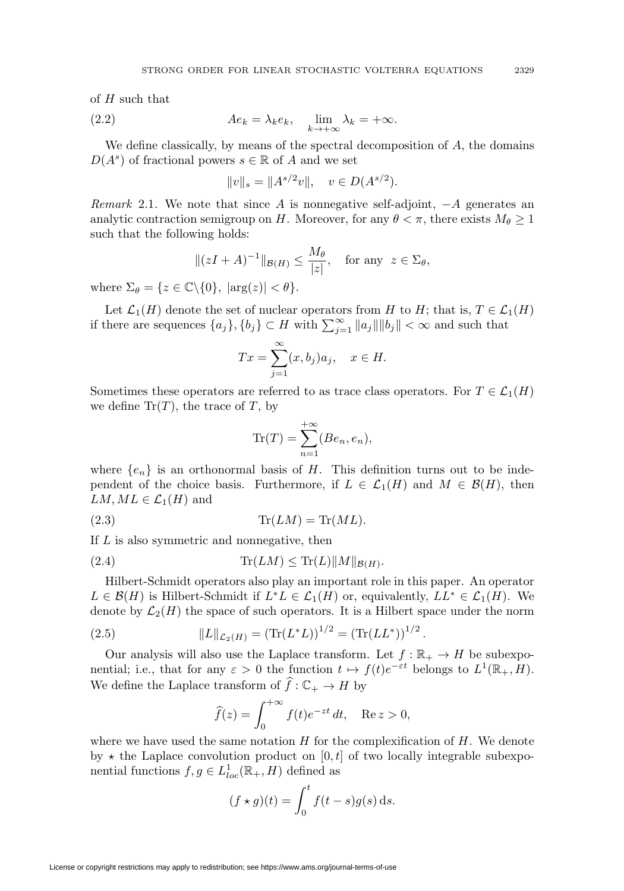of $H$ such that

$$Ae_k = \lambda_k e_k, \quad \lim_{k\to+\infty} \lambda_k = +\infty. \tag{2.2}$$

We define classically, by means of the spectral decomposition of $A$, the domains $D(A^s)$ of fractional powers $s \in \mathbb{R}$ of $A$ and we set

$$\|v\|_s = \|A^{s/2}v\|, \quad v \in D(A^{s/2}).$$

*Remark* 2.1. We note that since $A$ is nonnegative self-adjoint, $-A$ generates an analytic contraction semigroup on $H$. Moreover, for any $\theta < \pi$, there exists $M_\theta \geq 1$ such that the following holds:

$$\|(zI + A)^{-1}\|_{\mathcal{B}(H)} \leq \frac{M_\theta}{|z|}, \quad \text{for any } \ z \in \Sigma_\theta,$$

where $\Sigma_\theta = \{z \in \mathbb{C}\backslash\{0\},\ |\arg(z)| < \theta\}$.

Let $\mathcal{L}_1(H)$ denote the set of nuclear operators from $H$ to $H$; that is, $T \in \mathcal{L}_1(H)$ if there are sequences $\{a_j\}, \{b_j\} \subset H$ with $\sum_{j=1}^\infty \|a_j\|\|b_j\| < \infty$ and such that

$$Tx = \sum_{j=1}^\infty (x, b_j)a_j, \quad x \in H.$$

Sometimes these operators are referred to as trace class operators. For $T \in \mathcal{L}_1(H)$ we define $\mathrm{Tr}(T)$, the trace of $T$, by

$$\mathrm{Tr}(T) = \sum_{n=1}^{+\infty} (Be_n, e_n),$$

where $\{e_n\}$ is an orthonormal basis of $H$. This definition turns out to be independent of the choice basis. Furthermore, if $L \in \mathcal{L}_1(H)$ and $M \in \mathcal{B}(H)$, then $LM, ML \in \mathcal{L}_1(H)$ and

$$\mathrm{Tr}(LM) = \mathrm{Tr}(ML). \tag{2.3}$$

If $L$ is also symmetric and nonnegative, then

$$\mathrm{Tr}(LM) \leq \mathrm{Tr}(L)\|M\|_{\mathcal{B}(H)}. \tag{2.4}$$

Hilbert-Schmidt operators also play an important role in this paper. An operator $L \in \mathcal{B}(H)$ is Hilbert-Schmidt if $L^*L \in \mathcal{L}_1(H)$ or, equivalently, $LL^* \in \mathcal{L}_1(H)$. We denote by $\mathcal{L}_2(H)$ the space of such operators. It is a Hilbert space under the norm

$$\|L\|_{\mathcal{L}_2(H)} = \left(\mathrm{Tr}(L^*L)\right)^{1/2} = \left(\mathrm{Tr}(LL^*)\right)^{1/2}. \tag{2.5}$$

Our analysis will also use the Laplace transform. Let $f : \mathbb{R}_+ \to H$ be subexponential; i.e., that for any $\varepsilon > 0$ the function $t \mapsto f(t)e^{-\varepsilon t}$ belongs to $L^1(\mathbb{R}_+, H)$. We define the Laplace transform of $\widehat{f} : \mathbb{C}_+ \to H$ by

$$\widehat{f}(z) = \int_0^{+\infty} f(t)e^{-zt}\, dt, \quad \mathrm{Re}\, z > 0,$$

where we have used the same notation $H$ for the complexification of $H$. We denote by $\star$ the Laplace convolution product on $[0, t]$ of two locally integrable subexponential functions $f, g \in L^1_{loc}(\mathbb{R}_+, H)$ defined as

$$(f \star g)(t) = \int_0^t f(t-s)g(s)\,\mathrm{d}s.$$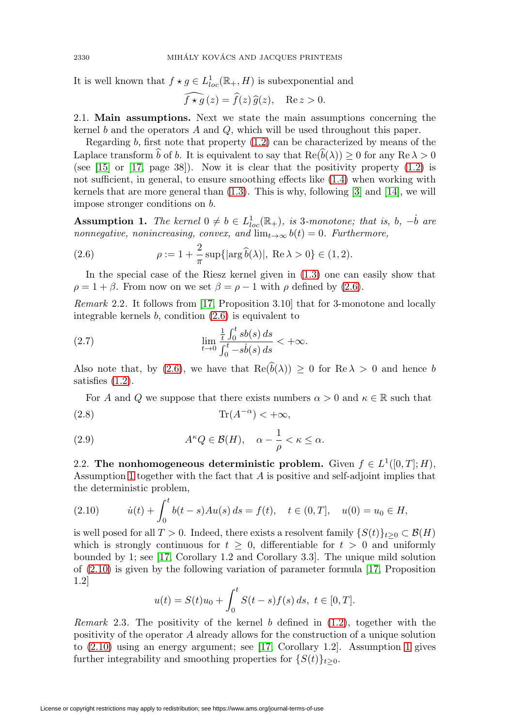It is well known that $f \star g \in L^1_{loc}(\mathbb{R}_+, H)$ is subexponential and

$$\widehat{f \star g}\,(z) = \widehat{f}(z)\,\widehat{g}(z), \quad \operatorname{Re} z > 0.$$

2.1. **Main assumptions.** Next we state the main assumptions concerning the kernel $b$ and the operators $A$ and $Q$, which will be used throughout this paper.

Regarding $b$, first note that property (1.2) can be characterized by means of the Laplace transform $\widehat{b}$ of $b$. It is equivalent to say that $\operatorname{Re}(\widehat{b}(\lambda)) \geq 0$ for any $\operatorname{Re}\lambda > 0$ (see [15] or [17, page 38]). Now it is clear that the positivity property (1.2) is not sufficient, in general, to ensure smoothing effects like (1.4) when working with kernels that are more general than (1.3). This is why, following [3] and [14], we will impose stronger conditions on $b$.

**Assumption 1.** *The kernel $0 \neq b \in L^1_{loc}(\mathbb{R}_+)$, is 3-monotone; that is, $b$, $-\dot{b}$ are nonnegative, nonincreasing, convex, and $\lim_{t\to\infty} b(t) = 0$. Furthermore,*

$$\rho := 1 + \frac{2}{\pi}\sup\{|\arg \widehat{b}(\lambda)|,\ \operatorname{Re}\lambda > 0\} \in (1,2). \tag{2.6}$$

In the special case of the Riesz kernel given in (1.3) one can easily show that $\rho = 1+\beta$. From now on we set $\beta = \rho - 1$ with $\rho$ defined by (2.6).

*Remark* 2.2. It follows from [17, Proposition 3.10] that for 3-monotone and locally integrable kernels $b$, condition (2.6) is equivalent to

$$\lim_{t\to 0} \frac{\frac{1}{t}\int_0^t sb(s)\,ds}{\int_0^t -s\dot{b}(s)\,ds} < +\infty. \tag{2.7}$$

Also note that, by (2.6), we have that $\operatorname{Re}(\widehat{b}(\lambda)) \geq 0$ for $\operatorname{Re}\lambda > 0$ and hence $b$ satisfies (1.2).

For $A$ and $Q$ we suppose that there exists numbers $\alpha > 0$ and $\kappa \in \mathbb{R}$ such that

$$\operatorname{Tr}(A^{-\alpha}) < +\infty, \tag{2.8}$$

$$A^{\kappa}Q \in \mathcal{B}(H), \quad \alpha - \frac{1}{\rho} < \kappa \leq \alpha. \tag{2.9}$$

2.2. **The nonhomogeneous deterministic problem.** Given $f \in L^1([0,T];H)$, Assumption 1 together with the fact that $A$ is positive and self-adjoint implies that the deterministic problem,

$$\dot{u}(t) + \int_0^t b(t-s)Au(s)\,ds = f(t), \quad t \in (0,T], \quad u(0) = u_0 \in H, \tag{2.10}$$

is well posed for all $T > 0$. Indeed, there exists a resolvent family $\{S(t)\}_{t\geq 0} \subset \mathcal{B}(H)$ which is strongly continuous for $t \geq 0$, differentiable for $t > 0$ and uniformly bounded by 1; see [17, Corollary 1.2 and Corollary 3.3]. The unique mild solution of (2.10) is given by the following variation of parameter formula [17, Proposition 1.2]

$$u(t) = S(t)u_0 + \int_0^t S(t-s)f(s)\,ds,\ t \in [0,T].$$

*Remark* 2.3. The positivity of the kernel $b$ defined in (1.2), together with the positivity of the operator $A$ already allows for the construction of a unique solution to (2.10) using an energy argument; see [17, Corollary 1.2]. Assumption 1 gives further integrability and smoothing properties for $\{S(t)\}_{t\geq 0}$.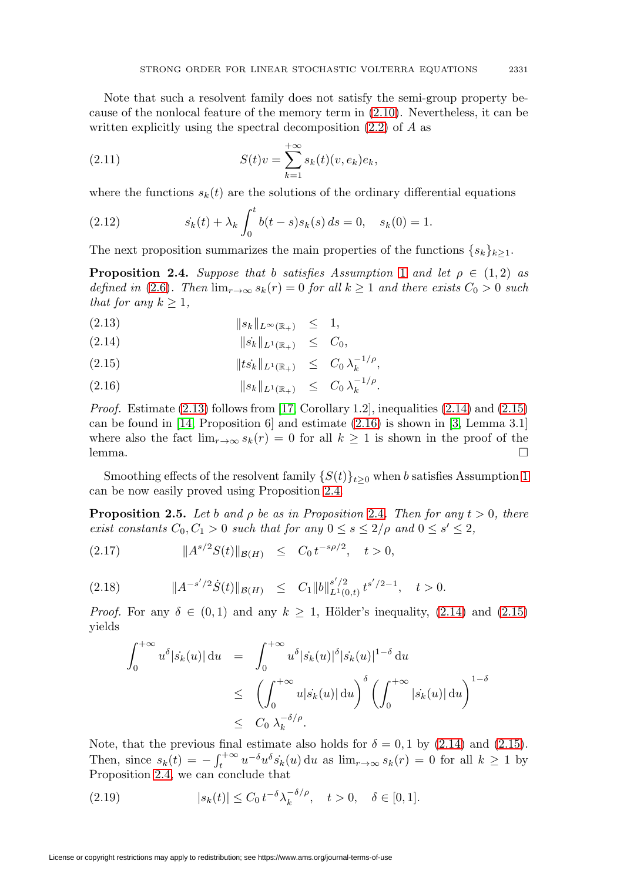Note that such a resolvent family does not satisfy the semi-group property because of the nonlocal feature of the memory term in (2.10). Nevertheless, it can be written explicitly using the spectral decomposition (2.2) of $A$ as

$$S(t)v = \sum_{k=1}^{+\infty} s_k(t)(v, e_k)e_k, \tag{2.11}$$

where the functions $s_k(t)$ are the solutions of the ordinary differential equations

$$\dot{s_k}(t) + \lambda_k \int_0^t b(t-s)s_k(s)\,ds = 0, \quad s_k(0) = 1. \tag{2.12}$$

The next proposition summarizes the main properties of the functions $\{s_k\}_{k\geq 1}$.

**Proposition 2.4.** *Suppose that $b$ satisfies Assumption 1 and let $\rho \in (1,2)$ as defined in (2.6). Then $\lim_{r\to\infty} s_k(r) = 0$ for all $k \geq 1$ and there exists $C_0 > 0$ such that for any $k \geq 1$,*

$$\|s_k\|_{L^\infty(\mathbb{R}_+)} \leq 1, \tag{2.13}$$

$$\|\dot{s_k}\|_{L^1(\mathbb{R}_+)} \leq C_0, \tag{2.14}$$

$$\|t\dot{s_k}\|_{L^1(\mathbb{R}_+)} \leq C_0\,\lambda_k^{-1/\rho}, \tag{2.15}$$

$$\|s_k\|_{L^1(\mathbb{R}_+)} \leq C_0\,\lambda_k^{-1/\rho}. \tag{2.16}$$

*Proof.* Estimate (2.13) follows from [17, Corollary 1.2], inequalities (2.14) and (2.15) can be found in [14, Proposition 6] and estimate (2.16) is shown in [3, Lemma 3.1] where also the fact $\lim_{r\to\infty} s_k(r) = 0$ for all $k \geq 1$ is shown in the proof of the lemma. $\square$

Smoothing effects of the resolvent family $\{S(t)\}_{t\geq 0}$ when $b$ satisfies Assumption 1 can be now easily proved using Proposition 2.4.

**Proposition 2.5.** *Let $b$ and $\rho$ be as in Proposition 2.4. Then for any $t > 0$, there exist constants $C_0, C_1 > 0$ such that for any $0 \leq s \leq 2/\rho$ and $0 \leq s' \leq 2$,*

$$\|A^{s/2}S(t)\|_{\mathcal{B}(H)} \leq C_0\,t^{-s\rho/2}, \quad t > 0, \tag{2.17}$$

$$\|A^{-s'/2}\dot{S}(t)\|_{\mathcal{B}(H)} \leq C_1\|b\|_{L^1(0,t)}^{s'/2}\,t^{s'/2-1}, \quad t > 0. \tag{2.18}$$

*Proof.* For any $\delta \in (0,1)$ and any $k \geq 1$, Hölder's inequality, (2.14) and (2.15) yields

$$\begin{aligned}
\int_0^{+\infty} u^\delta |\dot{s_k}(u)|\,\mathrm{d}u &= \int_0^{+\infty} u^\delta |\dot{s_k}(u)|^\delta |\dot{s_k}(u)|^{1-\delta}\,\mathrm{d}u \\
&\leq \left(\int_0^{+\infty} u|\dot{s_k}(u)|\,\mathrm{d}u\right)^\delta \left(\int_0^{+\infty} |\dot{s_k}(u)|\,\mathrm{d}u\right)^{1-\delta} \\
&\leq C_0\,\lambda_k^{-\delta/\rho}.
\end{aligned}$$

Note, that the previous final estimate also holds for $\delta = 0, 1$ by (2.14) and (2.15). Then, since $s_k(t) = -\int_t^{+\infty} u^{-\delta}u^\delta \dot{s_k}(u)\,\mathrm{d}u$ as $\lim_{r\to\infty} s_k(r) = 0$ for all $k \geq 1$ by Proposition 2.4, we can conclude that

$$|s_k(t)| \leq C_0\,t^{-\delta}\lambda_k^{-\delta/\rho}, \quad t > 0, \quad \delta \in [0,1]. \tag{2.19}$$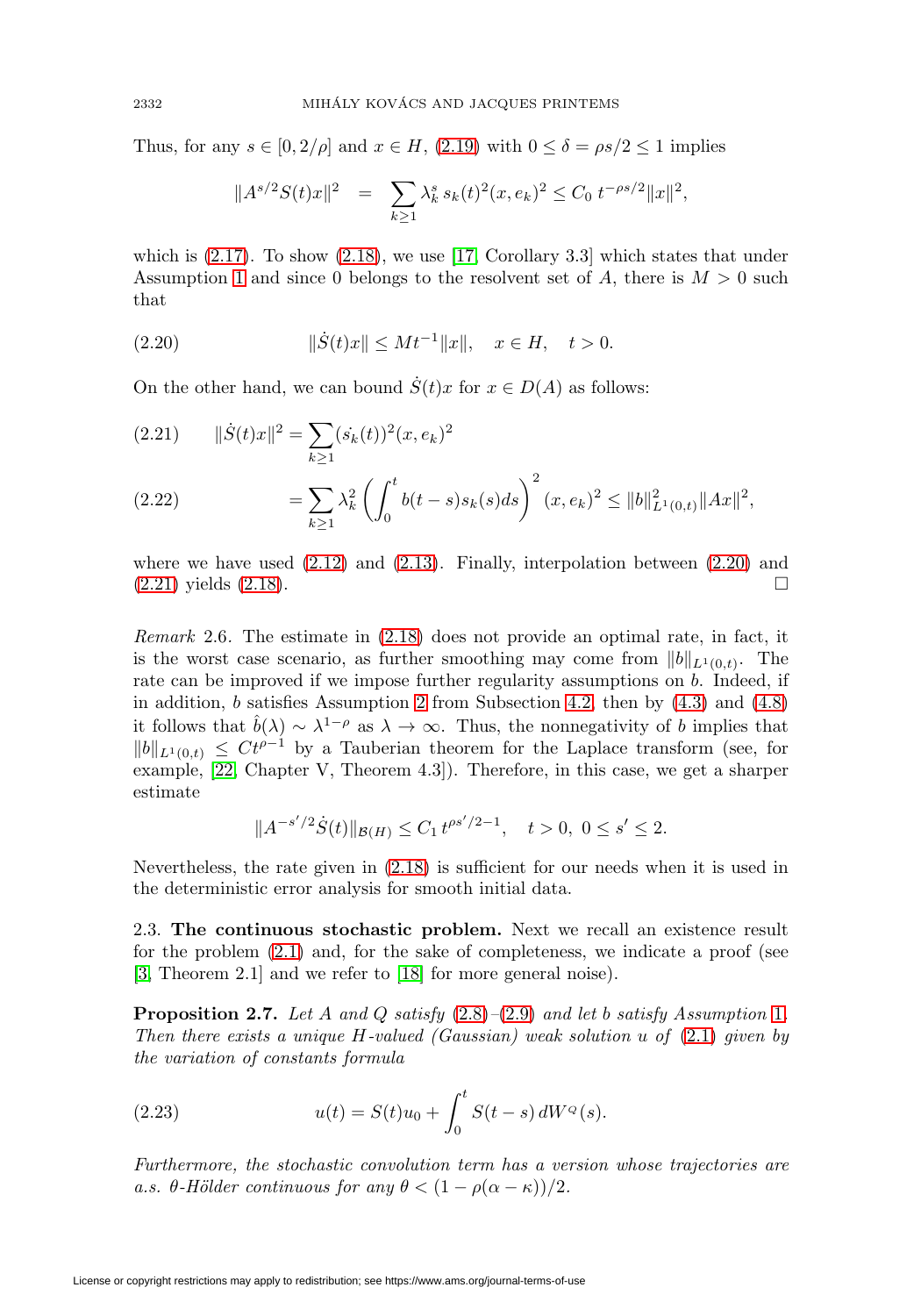Thus, for any $s \in [0, 2/\rho]$ and $x \in H$, (2.19) with $0 \le \delta = \rho s/2 \le 1$ implies

$$\|A^{s/2} S(t)x\|^2 \;\; = \;\; \sum_{k\ge 1} \lambda_k^s \, s_k(t)^2 (x, e_k)^2 \le C_0 \, t^{-\rho s/2} \|x\|^2,$$

which is (2.17). To show (2.18), we use [17, Corollary 3.3] which states that under Assumption 1 and since 0 belongs to the resolvent set of $A$, there is $M > 0$ such that

$$\|\dot{S}(t)x\| \le M t^{-1} \|x\|, \quad x \in H, \quad t > 0. \tag{2.20}$$

On the other hand, we can bound $\dot{S}(t)x$ for $x \in D(A)$ as follows:

$$\|\dot{S}(t)x\|^2 = \sum_{k\ge 1} (\dot{s_k}(t))^2 (x, e_k)^2 \tag{2.21}$$

$$= \sum_{k\ge 1} \lambda_k^2 \left( \int_0^t b(t-s) s_k(s) ds \right)^2 (x, e_k)^2 \le \|b\|^2_{L^1(0,t)} \|Ax\|^2, \tag{2.22}$$

where we have used (2.12) and (2.13). Finally, interpolation between (2.20) and (2.21) yields (2.18). $\square$

*Remark* 2.6. The estimate in (2.18) does not provide an optimal rate, in fact, it is the worst case scenario, as further smoothing may come from $\|b\|_{L^1(0,t)}$. The rate can be improved if we impose further regularity assumptions on $b$. Indeed, if in addition, $b$ satisfies Assumption 2 from Subsection 4.2, then by (4.3) and (4.8) it follows that $\hat{b}(\lambda) \sim \lambda^{1-\rho}$ as $\lambda \to \infty$. Thus, the nonnegativity of $b$ implies that $\|b\|_{L^1(0,t)} \le C t^{\rho - 1}$ by a Tauberian theorem for the Laplace transform (see, for example, [22, Chapter V, Theorem 4.3]). Therefore, in this case, we get a sharper estimate

$$\|A^{-s'/2} \dot{S}(t)\|_{\mathcal{B}(H)} \le C_1 \, t^{\rho s'/2 - 1}, \quad t > 0, \; 0 \le s' \le 2.$$

Nevertheless, the rate given in (2.18) is sufficient for our needs when it is used in the deterministic error analysis for smooth initial data.

2.3. **The continuous stochastic problem.** Next we recall an existence result for the problem (2.1) and, for the sake of completeness, we indicate a proof (see [3, Theorem 2.1] and we refer to [18] for more general noise).

**Proposition 2.7.** *Let $A$ and $Q$ satisfy (2.8)–(2.9) and let $b$ satisfy Assumption 1. Then there exists a unique $H$-valued (Gaussian) weak solution $u$ of (2.1) given by the variation of constants formula*

$$u(t) = S(t)u_0 + \int_0^t S(t-s) \, dW^Q(s). \tag{2.23}$$

*Furthermore, the stochastic convolution term has a version whose trajectories are a.s. $\theta$-Hölder continuous for any $\theta < (1 - \rho(\alpha - \kappa))/2$.*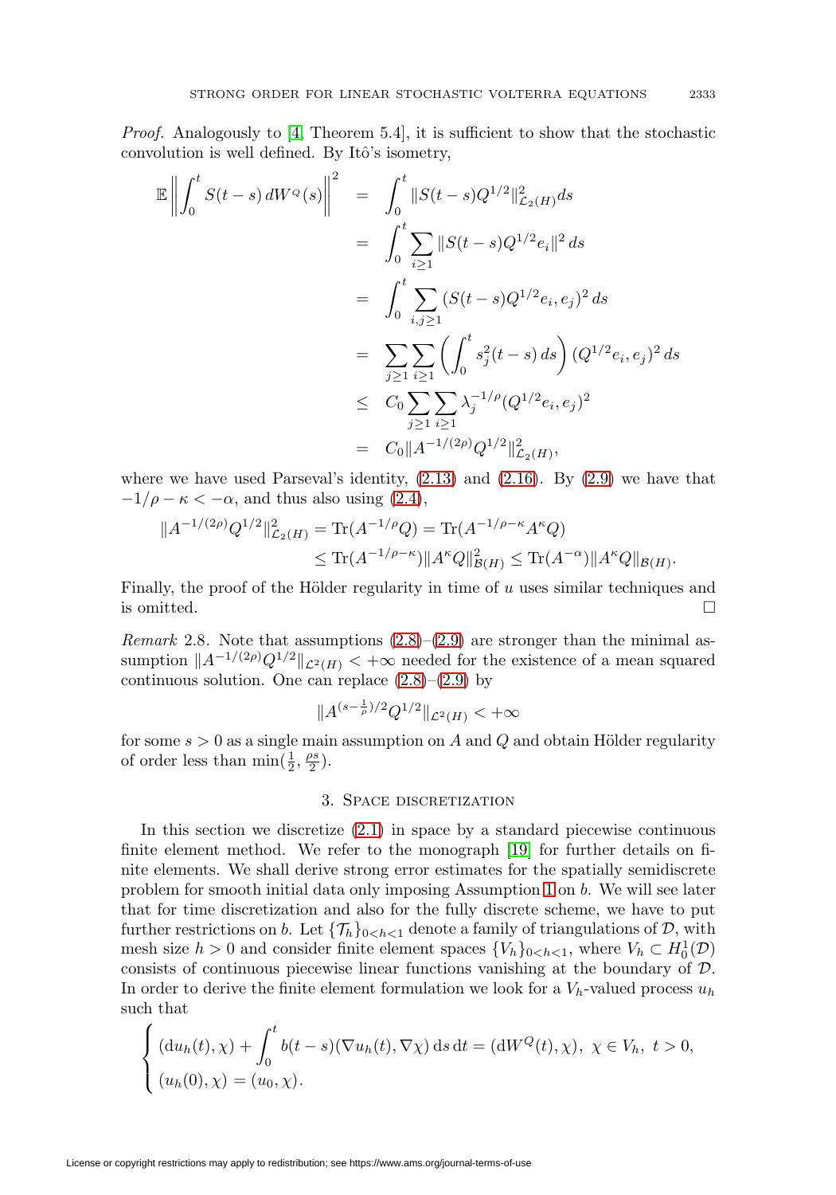*Proof.* Analogously to [4, Theorem 5.4], it is sufficient to show that the stochastic convolution is well defined. By Itô's isometry,

$$
\begin{aligned}
\mathbb{E}\left\|\int_0^t S(t-s)\, dW^Q(s)\right\|^2 &= \int_0^t \|S(t-s)Q^{1/2}\|^2_{\mathcal{L}_2(H)} ds \\
&= \int_0^t \sum_{i\geq 1} \|S(t-s)Q^{1/2}e_i\|^2\, ds \\
&= \int_0^t \sum_{i,j\geq 1} (S(t-s)Q^{1/2}e_i, e_j)^2\, ds \\
&= \sum_{j\geq 1}\sum_{i\geq 1}\left(\int_0^t s_j^2(t-s)\, ds\right)(Q^{1/2}e_i, e_j)^2\, ds \\
&\leq C_0 \sum_{j\geq 1}\sum_{i\geq 1} \lambda_j^{-1/\rho}(Q^{1/2}e_i, e_j)^2 \\
&= C_0 \|A^{-1/(2\rho)}Q^{1/2}\|^2_{\mathcal{L}_2(H)},
\end{aligned}
$$

where we have used Parseval's identity, (2.13) and (2.16). By (2.9) we have that $-1/\rho - \kappa < -\alpha$, and thus also using (2.4),

$$
\begin{aligned}
\|A^{-1/(2\rho)}Q^{1/2}\|^2_{\mathcal{L}_2(H)} = \mathrm{Tr}(A^{-1/\rho}Q) &= \mathrm{Tr}(A^{-1/\rho-\kappa}A^{\kappa}Q) \\
&\leq \mathrm{Tr}(A^{-1/\rho-\kappa})\|A^{\kappa}Q\|^2_{\mathcal{B}(H)} \leq \mathrm{Tr}(A^{-\alpha})\|A^{\kappa}Q\|_{\mathcal{B}(H)}.
\end{aligned}
$$

Finally, the proof of the Hölder regularity in time of $u$ uses similar techniques and is omitted. $\square$

*Remark* 2.8. Note that assumptions (2.8)–(2.9) are stronger than the minimal assumption $\|A^{-1/(2\rho)}Q^{1/2}\|_{\mathcal{L}^2(H)} < +\infty$ needed for the existence of a mean squared continuous solution. One can replace (2.8)–(2.9) by

$$
\|A^{(s-\frac{1}{\rho})/2}Q^{1/2}\|_{\mathcal{L}^2(H)} < +\infty
$$

for some $s > 0$ as a single main assumption on $A$ and $Q$ and obtain Hölder regularity of order less than $\min(\frac{1}{2}, \frac{\rho s}{2})$.

## 3. Space discretization

In this section we discretize (2.1) in space by a standard piecewise continuous finite element method. We refer to the monograph [19] for further details on finite elements. We shall derive strong error estimates for the spatially semidiscrete problem for smooth initial data only imposing Assumption 1 on $b$. We will see later that for time discretization and also for the fully discrete scheme, we have to put further restrictions on $b$. Let $\{\mathcal{T}_h\}_{0<h<1}$ denote a family of triangulations of $\mathcal{D}$, with mesh size $h > 0$ and consider finite element spaces $\{V_h\}_{0<h<1}$, where $V_h \subset H_0^1(\mathcal{D})$ consists of continuous piecewise linear functions vanishing at the boundary of $\mathcal{D}$. In order to derive the finite element formulation we look for a $V_h$-valued process $u_h$ such that

$$
\begin{cases}
(\mathrm{d}u_h(t), \chi) + \displaystyle\int_0^t b(t-s)(\nabla u_h(t), \nabla \chi)\, \mathrm{d}s\, \mathrm{d}t = (\mathrm{d}W^Q(t), \chi),\ \chi \in V_h,\ t > 0, \\
(u_h(0), \chi) = (u_0, \chi).
\end{cases}
$$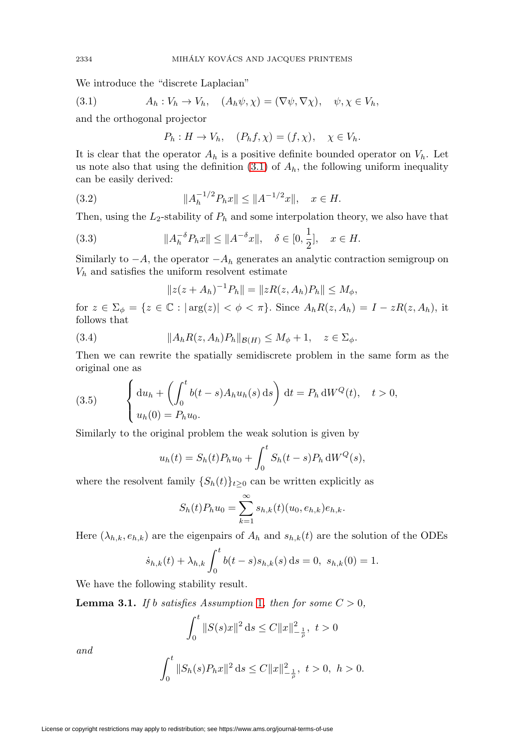We introduce the "discrete Laplacian"

$$A_h : V_h \to V_h, \quad (A_h\psi, \chi) = (\nabla\psi, \nabla\chi), \quad \psi, \chi \in V_h, \tag{3.1}$$

and the orthogonal projector

$$P_h : H \to V_h, \quad (P_h f, \chi) = (f, \chi), \quad \chi \in V_h.$$

It is clear that the operator $A_h$ is a positive definite bounded operator on $V_h$. Let us note also that using the definition (3.1) of $A_h$, the following uniform inequality can be easily derived:

$$\|A_h^{-1/2} P_h x\| \le \|A^{-1/2} x\|, \quad x \in H. \tag{3.2}$$

Then, using the $L_2$-stability of $P_h$ and some interpolation theory, we also have that

$$\|A_h^{-\delta} P_h x\| \le \|A^{-\delta} x\|, \quad \delta \in [0, \frac{1}{2}], \quad x \in H. \tag{3.3}$$

Similarly to $-A$, the operator $-A_h$ generates an analytic contraction semigroup on $V_h$ and satisfies the uniform resolvent estimate

$$\|z(z + A_h)^{-1} P_h\| = \|zR(z, A_h) P_h\| \le M_\phi,$$

for $z \in \Sigma_\phi = \{z \in \mathbb{C} : |\arg(z)| < \phi < \pi\}$. Since $A_h R(z, A_h) = I - zR(z, A_h)$, it follows that

$$\|A_h R(z, A_h) P_h\|_{\mathcal{B}(H)} \le M_\phi + 1, \quad z \in \Sigma_\phi. \tag{3.4}$$

Then we can rewrite the spatially semidiscrete problem in the same form as the original one as

$$\begin{cases} \mathrm{d}u_h + \left( \int_0^t b(t-s) A_h u_h(s) \,\mathrm{d}s \right) \mathrm{d}t = P_h \,\mathrm{d}W^Q(t), \quad t > 0, \\ u_h(0) = P_h u_0. \end{cases} \tag{3.5}$$

Similarly to the original problem the weak solution is given by

$$u_h(t) = S_h(t) P_h u_0 + \int_0^t S_h(t-s) P_h \,\mathrm{d}W^Q(s),$$

where the resolvent family $\{S_h(t)\}_{t \ge 0}$ can be written explicitly as

$$S_h(t) P_h u_0 = \sum_{k=1}^{\infty} s_{h,k}(t) (u_0, e_{h,k}) e_{h,k}.$$

Here $(\lambda_{h,k}, e_{h,k})$ are the eigenpairs of $A_h$ and $s_{h,k}(t)$ are the solution of the ODEs

$$\dot{s}_{h,k}(t) + \lambda_{h,k} \int_0^t b(t-s) s_{h,k}(s) \,\mathrm{d}s = 0, \ s_{h,k}(0) = 1.$$

We have the following stability result.

**Lemma 3.1.** *If $b$ satisfies Assumption 1, then for some $C > 0$,*

$$\int_0^t \|S(s)x\|^2 \,\mathrm{d}s \le C\|x\|^2_{-\frac{1}{\rho}}, \ t > 0$$

*and*

$$\int_0^t \|S_h(s) P_h x\|^2 \,\mathrm{d}s \le C\|x\|^2_{-\frac{1}{\rho}}, \ t > 0, \ h > 0.$$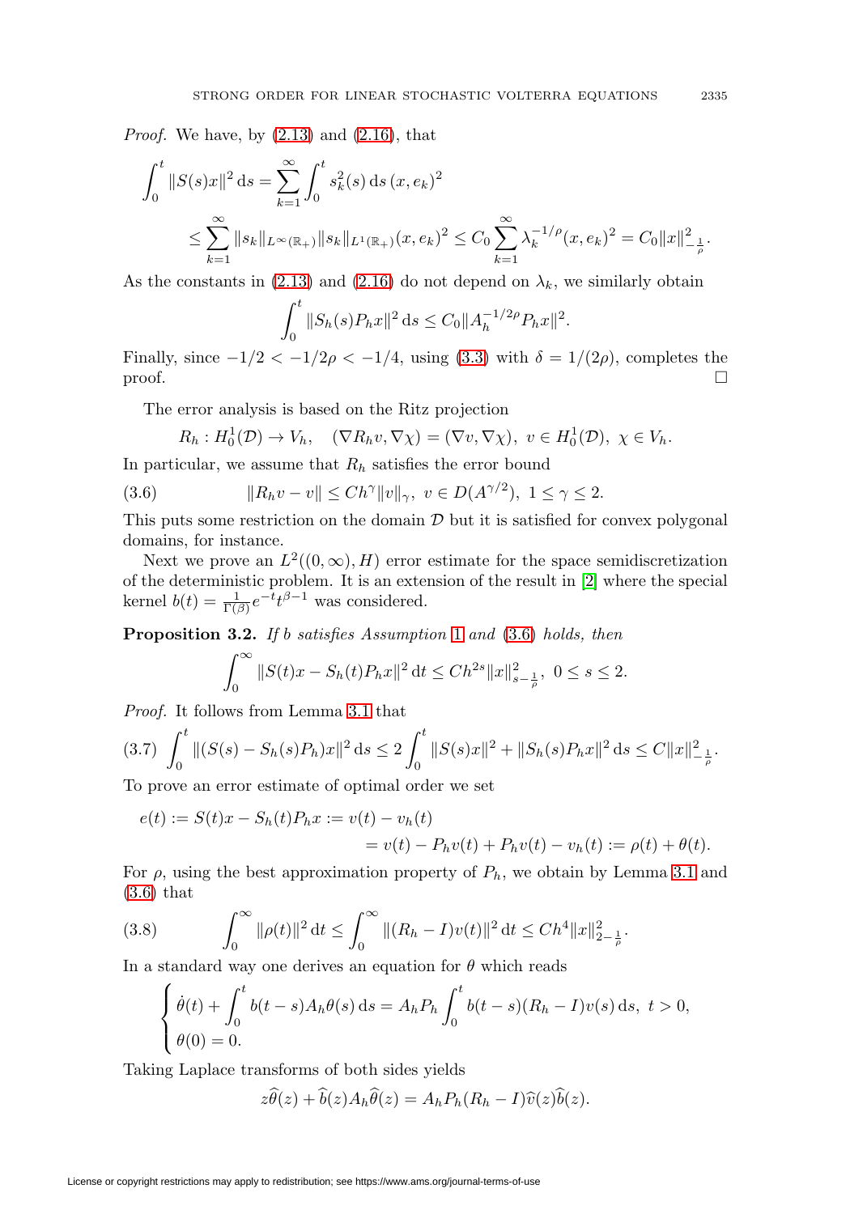*Proof.* We have, by (2.13) and (2.16), that

$$\int_0^t \|S(s)x\|^2 \,\mathrm{d}s = \sum_{k=1}^{\infty} \int_0^t s_k^2(s)\,\mathrm{d}s\,(x,e_k)^2$$
$$\leq \sum_{k=1}^{\infty} \|s_k\|_{L^\infty(\mathbb{R}_+)} \|s_k\|_{L^1(\mathbb{R}_+)}(x,e_k)^2 \leq C_0 \sum_{k=1}^{\infty} \lambda_k^{-1/\rho}(x,e_k)^2 = C_0\|x\|_{-\frac{1}{\rho}}^2.$$

As the constants in (2.13) and (2.16) do not depend on $\lambda_k$, we similarly obtain

$$\int_0^t \|S_h(s)P_h x\|^2 \,\mathrm{d}s \leq C_0 \|A_h^{-1/2\rho} P_h x\|^2.$$

Finally, since $-1/2 < -1/2\rho < -1/4$, using (3.3) with $\delta = 1/(2\rho)$, completes the proof. $\square$

The error analysis is based on the Ritz projection

$$R_h : H_0^1(\mathcal{D}) \to V_h, \quad (\nabla R_h v, \nabla \chi) = (\nabla v, \nabla \chi),\ v \in H_0^1(\mathcal{D}),\ \chi \in V_h.$$

In particular, we assume that $R_h$ satisfies the error bound

$$\|R_h v - v\| \leq C h^{\gamma} \|v\|_{\gamma},\ v \in D(A^{\gamma/2}),\ 1 \leq \gamma \leq 2. \tag{3.6}$$

This puts some restriction on the domain $\mathcal{D}$ but it is satisfied for convex polygonal domains, for instance.

Next we prove an $L^2((0,\infty),H)$ error estimate for the space semidiscretization of the deterministic problem. It is an extension of the result in [2] where the special kernel $b(t) = \frac{1}{\Gamma(\beta)} e^{-t} t^{\beta-1}$ was considered.

**Proposition 3.2.** *If $b$ satisfies Assumption 1 and (3.6) holds, then*

$$\int_0^\infty \|S(t)x - S_h(t)P_h x\|^2 \,\mathrm{d}t \leq C h^{2s} \|x\|_{s-\frac{1}{\rho}}^2,\ 0 \leq s \leq 2.$$

*Proof.* It follows from Lemma 3.1 that

$$\int_0^t \|(S(s) - S_h(s)P_h)x\|^2 \,\mathrm{d}s \leq 2\int_0^t \|S(s)x\|^2 + \|S_h(s)P_h x\|^2 \,\mathrm{d}s \leq C\|x\|_{-\frac{1}{\rho}}^2. \tag{3.7}$$

To prove an error estimate of optimal order we set

$$e(t) := S(t)x - S_h(t)P_h x := v(t) - v_h(t)$$
$$= v(t) - P_h v(t) + P_h v(t) - v_h(t) := \rho(t) + \theta(t).$$

For $\rho$, using the best approximation property of $P_h$, we obtain by Lemma 3.1 and (3.6) that

$$\int_0^\infty \|\rho(t)\|^2 \,\mathrm{d}t \leq \int_0^\infty \|(R_h - I)v(t)\|^2 \,\mathrm{d}t \leq C h^4 \|x\|_{2-\frac{1}{\rho}}^2. \tag{3.8}$$

In a standard way one derives an equation for $\theta$ which reads

$$\begin{cases} \dot{\theta}(t) + \displaystyle\int_0^t b(t-s) A_h \theta(s)\,\mathrm{d}s = A_h P_h \int_0^t b(t-s)(R_h - I)v(s)\,\mathrm{d}s,\ t > 0, \\ \theta(0) = 0. \end{cases}$$

Taking Laplace transforms of both sides yields

$$z\widehat{\theta}(z) + \widehat{b}(z) A_h \widehat{\theta}(z) = A_h P_h (R_h - I)\widehat{v}(z)\widehat{b}(z).$$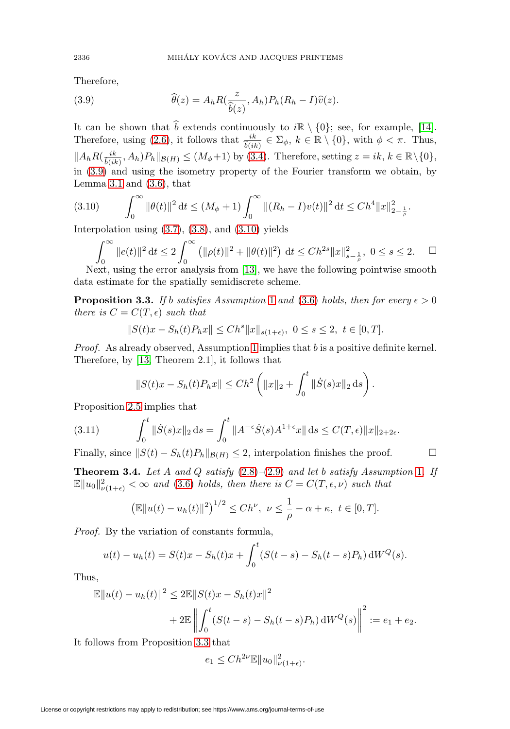Therefore,

$$\widehat{\theta}(z) = A_h R(\frac{z}{\widehat{b}(z)}, A_h) P_h (R_h - I)\widehat{v}(z). \tag{3.9}$$

It can be shown that $\widehat{b}$ extends continuously to $i\mathbb{R} \setminus \{0\}$; see, for example, [14]. Therefore, using (2.6), it follows that $\frac{ik}{\widehat{b}(ik)} \in \Sigma_\phi$, $k \in \mathbb{R} \setminus \{0\}$, with $\phi < \pi$. Thus, $\|A_h R(\frac{ik}{\widehat{b}(ik)}, A_h) P_h\|_{\mathcal{B}(H)} \le (M_\phi + 1)$ by (3.4). Therefore, setting $z = ik$, $k \in \mathbb{R}\setminus\{0\}$, in (3.9) and using the isometry property of the Fourier transform we obtain, by Lemma 3.1 and (3.6), that

$$\int_0^\infty \|\theta(t)\|^2 \,\mathrm{d}t \le (M_\phi + 1) \int_0^\infty \|(R_h - I)v(t)\|^2 \,\mathrm{d}t \le Ch^4 \|x\|^2_{2-\frac{1}{\rho}}. \tag{3.10}$$

Interpolation using (3.7), (3.8), and (3.10) yields

$$\int_0^\infty \|e(t)\|^2 \,\mathrm{d}t \le 2\int_0^\infty \left(\|\rho(t)\|^2 + \|\theta(t)\|^2\right) \,\mathrm{d}t \le Ch^{2s} \|x\|^2_{s-\frac{1}{\rho}}, \ 0 \le s \le 2. \qquad \square$$

Next, using the error analysis from [13], we have the following pointwise smooth data estimate for the spatially semidiscrete scheme.

**Proposition 3.3.** *If $b$ satisfies Assumption 1 and (3.6) holds, then for every $\epsilon > 0$ there is $C = C(T, \epsilon)$ such that*

$$\|S(t)x - S_h(t)P_h x\| \le Ch^s \|x\|_{s(1+\epsilon)}, \ 0 \le s \le 2, \ t \in [0, T].$$

*Proof.* As already observed, Assumption 1 implies that $b$ is a positive definite kernel. Therefore, by [13, Theorem 2.1], it follows that

$$\|S(t)x - S_h(t)P_h x\| \le Ch^2 \left(\|x\|_2 + \int_0^t \|\dot{S}(s)x\|_2 \,\mathrm{d}s\right).$$

Proposition 2.5 implies that

$$\int_0^t \|\dot{S}(s)x\|_2 \,\mathrm{d}s = \int_0^t \|A^{-\epsilon}\dot{S}(s)A^{1+\epsilon}x\| \,\mathrm{d}s \le C(T, \epsilon)\|x\|_{2+2\epsilon}. \tag{3.11}$$

Finally, since $\|S(t) - S_h(t)P_h\|_{\mathcal{B}(H)} \le 2$, interpolation finishes the proof. $\square$

**Theorem 3.4.** *Let $A$ and $Q$ satisfy (2.8)–(2.9) and let $b$ satisfy Assumption 1. If $\mathbb{E}\|u_0\|^2_{\nu(1+\epsilon)} < \infty$ and (3.6) holds, then there is $C = C(T, \epsilon, \nu)$ such that*

$$\left(\mathbb{E}\|u(t) - u_h(t)\|^2\right)^{1/2} \le Ch^\nu, \ \nu \le \frac{1}{\rho} - \alpha + \kappa, \ t \in [0, T].$$

*Proof.* By the variation of constants formula,

$$u(t) - u_h(t) = S(t)x - S_h(t)x + \int_0^t (S(t-s) - S_h(t-s)P_h) \,\mathrm{d}W^Q(s).$$

Thus,

$$\begin{aligned}
\mathbb{E}\|u(t) - u_h(t)\|^2 &\le 2\mathbb{E}\|S(t)x - S_h(t)x\|^2 \\
&\quad + 2\mathbb{E}\left\|\int_0^t (S(t-s) - S_h(t-s)P_h) \,\mathrm{d}W^Q(s)\right\|^2 := e_1 + e_2.
\end{aligned}$$

It follows from Proposition 3.3 that

$$e_1 \le Ch^{2\nu}\mathbb{E}\|u_0\|^2_{\nu(1+\epsilon)}.$$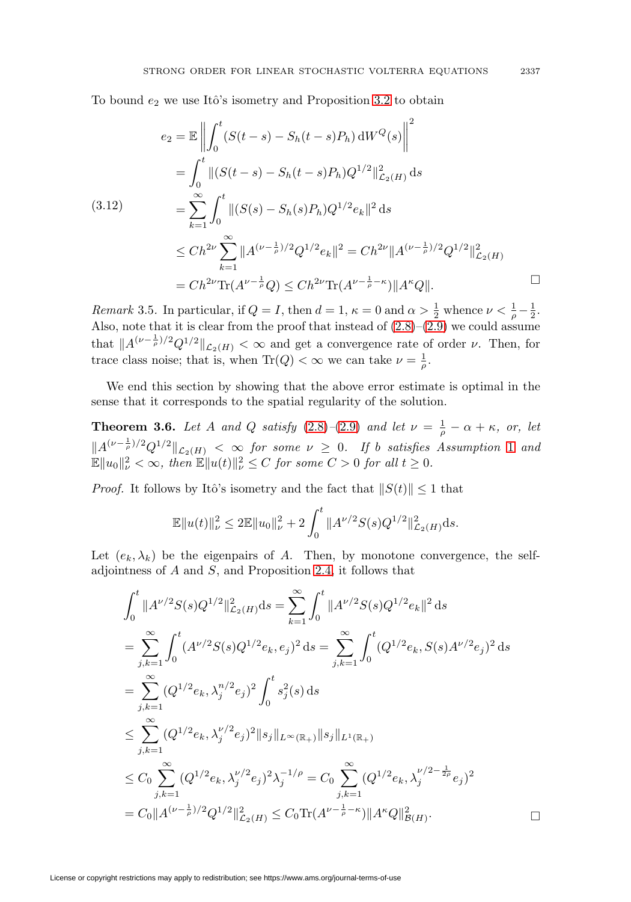To bound $e_2$ we use Itô's isometry and Proposition 3.2 to obtain

$$
\begin{aligned}
e_2 &= \mathbb{E}\left\|\int_0^t (S(t-s) - S_h(t-s)P_h)\,\mathrm{d}W^Q(s)\right\|^2 \\
&= \int_0^t \|(S(t-s) - S_h(t-s)P_h)Q^{1/2}\|_{\mathcal{L}_2(H)}^2\,\mathrm{d}s \\
&= \sum_{k=1}^{\infty}\int_0^t \|(S(s) - S_h(s)P_h)Q^{1/2}e_k\|^2\,\mathrm{d}s \qquad (3.12)\\
&\le Ch^{2\nu}\sum_{k=1}^{\infty}\|A^{(\nu-\frac{1}{\rho})/2}Q^{1/2}e_k\|^2 = Ch^{2\nu}\|A^{(\nu-\frac{1}{\rho})/2}Q^{1/2}\|_{\mathcal{L}_2(H)}^2 \\
&= Ch^{2\nu}\mathrm{Tr}(A^{\nu-\frac{1}{\rho}}Q) \le Ch^{2\nu}\mathrm{Tr}(A^{\nu-\frac{1}{\rho}-\kappa})\|A^{\kappa}Q\|.
\end{aligned}
$$

□

*Remark* 3.5. In particular, if $Q = I$, then $d = 1$, $\kappa = 0$ and $\alpha > \frac{1}{2}$ whence $\nu < \frac{1}{\rho} - \frac{1}{2}$. Also, note that it is clear from the proof that instead of (2.8)–(2.9) we could assume that $\|A^{(\nu-\frac{1}{\rho})/2}Q^{1/2}\|_{\mathcal{L}_2(H)} < \infty$ and get a convergence rate of order $\nu$. Then, for trace class noise; that is, when $\mathrm{Tr}(Q) < \infty$ we can take $\nu = \frac{1}{\rho}$.

We end this section by showing that the above error estimate is optimal in the sense that it corresponds to the spatial regularity of the solution.

**Theorem 3.6.** *Let $A$ and $Q$ satisfy (2.8)–(2.9) and let $\nu = \frac{1}{\rho} - \alpha + \kappa$, or, let $\|A^{(\nu-\frac{1}{\rho})/2}Q^{1/2}\|_{\mathcal{L}_2(H)} < \infty$ for some $\nu \ge 0$. If $b$ satisfies Assumption 1 and $\mathbb{E}\|u_0\|_\nu^2 < \infty$, then $\mathbb{E}\|u(t)\|_\nu^2 \le C$ for some $C > 0$ for all $t \ge 0$.*

*Proof.* It follows by Itô's isometry and the fact that $\|S(t)\| \le 1$ that

$$
\mathbb{E}\|u(t)\|_\nu^2 \le 2\mathbb{E}\|u_0\|_\nu^2 + 2\int_0^t \|A^{\nu/2}S(s)Q^{1/2}\|_{\mathcal{L}_2(H)}^2\mathrm{d}s.
$$

Let $(e_k, \lambda_k)$ be the eigenpairs of $A$. Then, by monotone convergence, the self-adjointness of $A$ and $S$, and Proposition 2.4, it follows that

$$
\begin{aligned}
&\int_0^t \|A^{\nu/2}S(s)Q^{1/2}\|_{\mathcal{L}_2(H)}^2\mathrm{d}s = \sum_{k=1}^{\infty}\int_0^t \|A^{\nu/2}S(s)Q^{1/2}e_k\|^2\,\mathrm{d}s \\
&= \sum_{j,k=1}^{\infty}\int_0^t (A^{\nu/2}S(s)Q^{1/2}e_k, e_j)^2\,\mathrm{d}s = \sum_{j,k=1}^{\infty}\int_0^t (Q^{1/2}e_k, S(s)A^{\nu/2}e_j)^2\,\mathrm{d}s \\
&= \sum_{j,k=1}^{\infty}(Q^{1/2}e_k, \lambda_j^{n/2}e_j)^2\int_0^t s_j^2(s)\,\mathrm{d}s \\
&\le \sum_{j,k=1}^{\infty}(Q^{1/2}e_k, \lambda_j^{\nu/2}e_j)^2\|s_j\|_{L^\infty(\mathbb{R}_+)}\|s_j\|_{L^1(\mathbb{R}_+)} \\
&\le C_0\sum_{j,k=1}^{\infty}(Q^{1/2}e_k, \lambda_j^{\nu/2}e_j)^2\lambda_j^{-1/\rho} = C_0\sum_{j,k=1}^{\infty}(Q^{1/2}e_k, \lambda_j^{\nu/2-\frac{1}{2\rho}}e_j)^2 \\
&= C_0\|A^{(\nu-\frac{1}{\rho})/2}Q^{1/2}\|_{\mathcal{L}_2(H)}^2 \le C_0\mathrm{Tr}(A^{\nu-\frac{1}{\rho}-\kappa})\|A^{\kappa}Q\|_{\mathcal{B}(H)}^2.
\end{aligned}
$$

□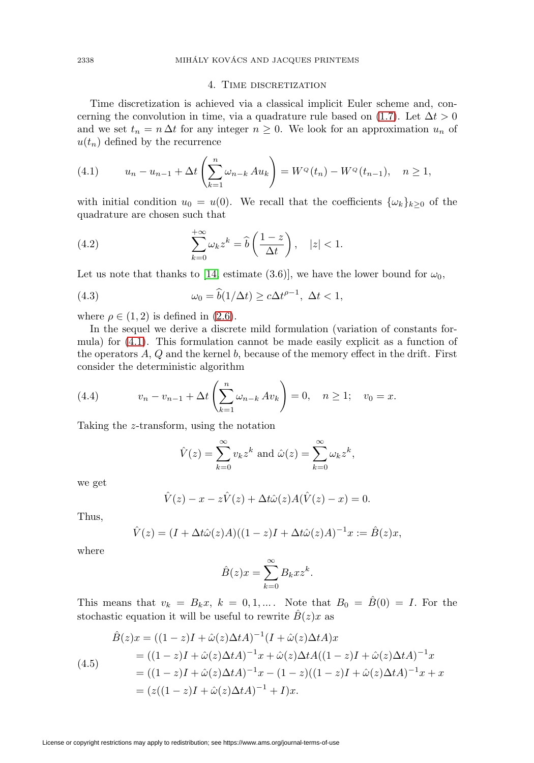## 4. Time discretization

Time discretization is achieved via a classical implicit Euler scheme and, concerning the convolution in time, via a quadrature rule based on (1.7). Let $\Delta t > 0$ and we set $t_n = n\,\Delta t$ for any integer $n \geq 0$. We look for an approximation $u_n$ of $u(t_n)$ defined by the recurrence

$$u_n - u_{n-1} + \Delta t \left( \sum_{k=1}^{n} \omega_{n-k}\, A u_k \right) = W^Q(t_n) - W^Q(t_{n-1}), \quad n \geq 1, \tag{4.1}$$

with initial condition $u_0 = u(0)$. We recall that the coefficients $\{\omega_k\}_{k\geq 0}$ of the quadrature are chosen such that

$$\sum_{k=0}^{+\infty} \omega_k z^k = \widehat{b}\left( \frac{1-z}{\Delta t} \right), \quad |z| < 1. \tag{4.2}$$

Let us note that thanks to [14, estimate (3.6)], we have the lower bound for $\omega_0$,

$$\omega_0 = \widehat{b}(1/\Delta t) \geq c\Delta t^{\rho-1}, \ \Delta t < 1, \tag{4.3}$$

where $\rho \in (1,2)$ is defined in (2.6).

In the sequel we derive a discrete mild formulation (variation of constants formula) for (4.1). This formulation cannot be made easily explicit as a function of the operators $A$, $Q$ and the kernel $b$, because of the memory effect in the drift. First consider the deterministic algorithm

$$v_n - v_{n-1} + \Delta t \left( \sum_{k=1}^{n} \omega_{n-k}\, A v_k \right) = 0, \quad n \geq 1; \quad v_0 = x. \tag{4.4}$$

Taking the $z$-transform, using the notation

$$\hat{V}(z) = \sum_{k=0}^{\infty} v_k z^k \text{ and } \hat{\omega}(z) = \sum_{k=0}^{\infty} \omega_k z^k,$$

we get

$$\hat{V}(z) - x - z\hat{V}(z) + \Delta t \hat{\omega}(z) A(\hat{V}(z) - x) = 0.$$

Thus,

$$\hat{V}(z) = (I + \Delta t \hat{\omega}(z) A)((1-z)I + \Delta t \hat{\omega}(z) A)^{-1} x := \hat{B}(z) x,$$

where

$$\hat{B}(z)x = \sum_{k=0}^{\infty} B_k x z^k.$$

This means that $v_k = B_k x$, $k = 0, 1, \ldots$. Note that $B_0 = \hat{B}(0) = I$. For the stochastic equation it will be useful to rewrite $\hat{B}(z)x$ as

$$\begin{aligned}
\hat{B}(z)x &= ((1-z)I + \hat{\omega}(z)\Delta t A)^{-1}(I + \hat{\omega}(z)\Delta t A)x \\
&= ((1-z)I + \hat{\omega}(z)\Delta t A)^{-1}x + \hat{\omega}(z)\Delta t A((1-z)I + \hat{\omega}(z)\Delta t A)^{-1}x \\
&= ((1-z)I + \hat{\omega}(z)\Delta t A)^{-1}x - (1-z)((1-z)I + \hat{\omega}(z)\Delta t A)^{-1}x + x \\
&= (z((1-z)I + \hat{\omega}(z)\Delta t A)^{-1} + I)x.
\end{aligned} \tag{4.5}$$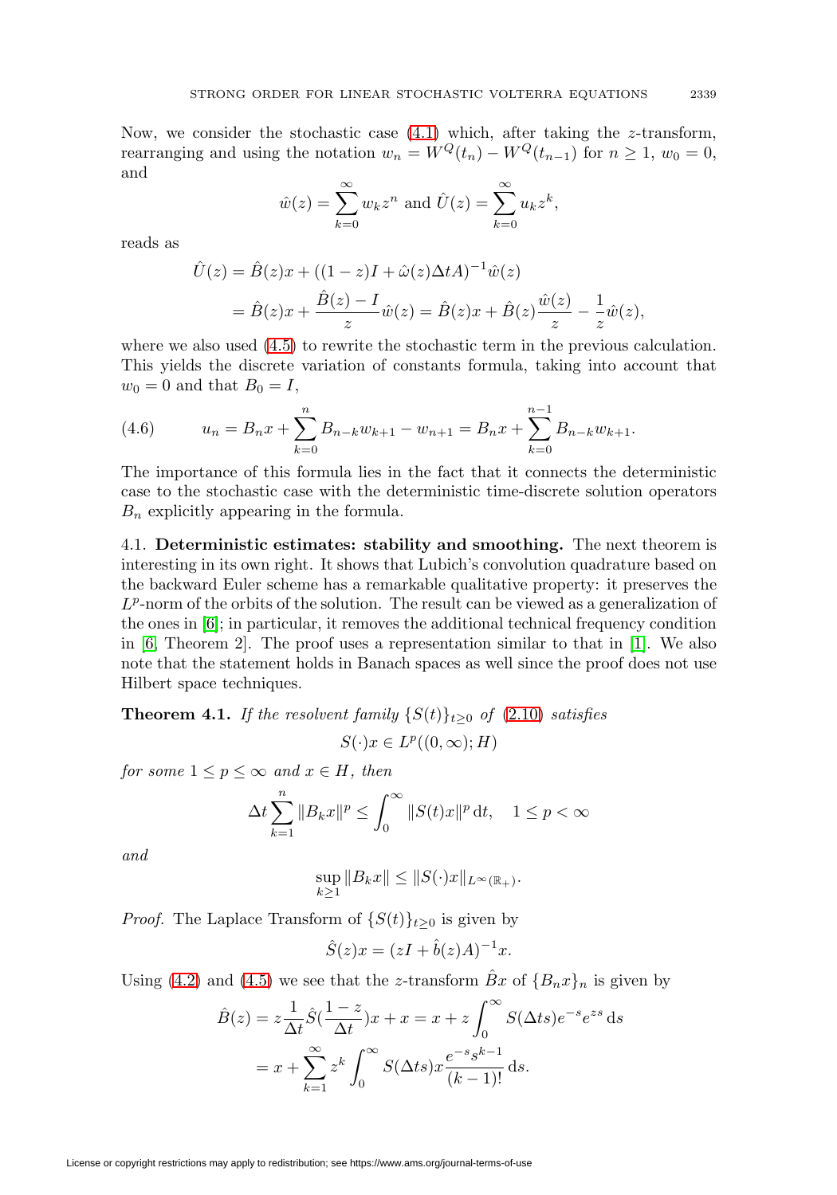Now, we consider the stochastic case (4.1) which, after taking the $z$-transform, rearranging and using the notation $w_n = W^Q(t_n) - W^Q(t_{n-1})$ for $n \geq 1$, $w_0 = 0$, and

$$\hat{w}(z) = \sum_{k=0}^{\infty} w_k z^n \text{ and } \hat{U}(z) = \sum_{k=0}^{\infty} u_k z^k,$$

reads as

$$\begin{aligned}
\hat{U}(z) &= \hat{B}(z)x + ((1-z)I + \hat{\omega}(z)\Delta t A)^{-1}\hat{w}(z) \\
&= \hat{B}(z)x + \frac{\hat{B}(z) - I}{z}\hat{w}(z) = \hat{B}(z)x + \hat{B}(z)\frac{\hat{w}(z)}{z} - \frac{1}{z}\hat{w}(z),
\end{aligned}$$

where we also used (4.5) to rewrite the stochastic term in the previous calculation. This yields the discrete variation of constants formula, taking into account that $w_0 = 0$ and that $B_0 = I$,

$$u_n = B_n x + \sum_{k=0}^{n} B_{n-k} w_{k+1} - w_{n+1} = B_n x + \sum_{k=0}^{n-1} B_{n-k} w_{k+1}. \tag{4.6}$$

The importance of this formula lies in the fact that it connects the deterministic case to the stochastic case with the deterministic time-discrete solution operators $B_n$ explicitly appearing in the formula.

### 4.1. Deterministic estimates: stability and smoothing.

The next theorem is interesting in its own right. It shows that Lubich's convolution quadrature based on the backward Euler scheme has a remarkable qualitative property: it preserves the $L^p$-norm of the orbits of the solution. The result can be viewed as a generalization of the ones in [6]; in particular, it removes the additional technical frequency condition in [6, Theorem 2]. The proof uses a representation similar to that in [1]. We also note that the statement holds in Banach spaces as well since the proof does not use Hilbert space techniques.

**Theorem 4.1.** *If the resolvent family $\{S(t)\}_{t\geq 0}$ of (2.10) satisfies*

$$S(\cdot)x \in L^p((0,\infty); H)$$

*for some $1 \leq p \leq \infty$ and $x \in H$, then*

$$\Delta t \sum_{k=1}^{n} \|B_k x\|^p \leq \int_0^{\infty} \|S(t)x\|^p \, \mathrm{d}t, \quad 1 \leq p < \infty$$

*and*

$$\sup_{k \geq 1} \|B_k x\| \leq \|S(\cdot)x\|_{L^\infty(\mathbb{R}_+)}.$$

*Proof.* The Laplace Transform of $\{S(t)\}_{t\geq 0}$ is given by

$$\hat{S}(z)x = (zI + \hat{b}(z)A)^{-1}x.$$

Using (4.2) and (4.5) we see that the $z$-transform $\hat{B}x$ of $\{B_n x\}_n$ is given by

$$\begin{aligned}
\hat{B}(z) &= z\frac{1}{\Delta t}\hat{S}\left(\frac{1-z}{\Delta t}\right)x + x = x + z\int_0^{\infty} S(\Delta t s)e^{-s}e^{zs} \, \mathrm{d}s \\
&= x + \sum_{k=1}^{\infty} z^k \int_0^{\infty} S(\Delta t s)x \frac{e^{-s}s^{k-1}}{(k-1)!} \, \mathrm{d}s.
\end{aligned}$$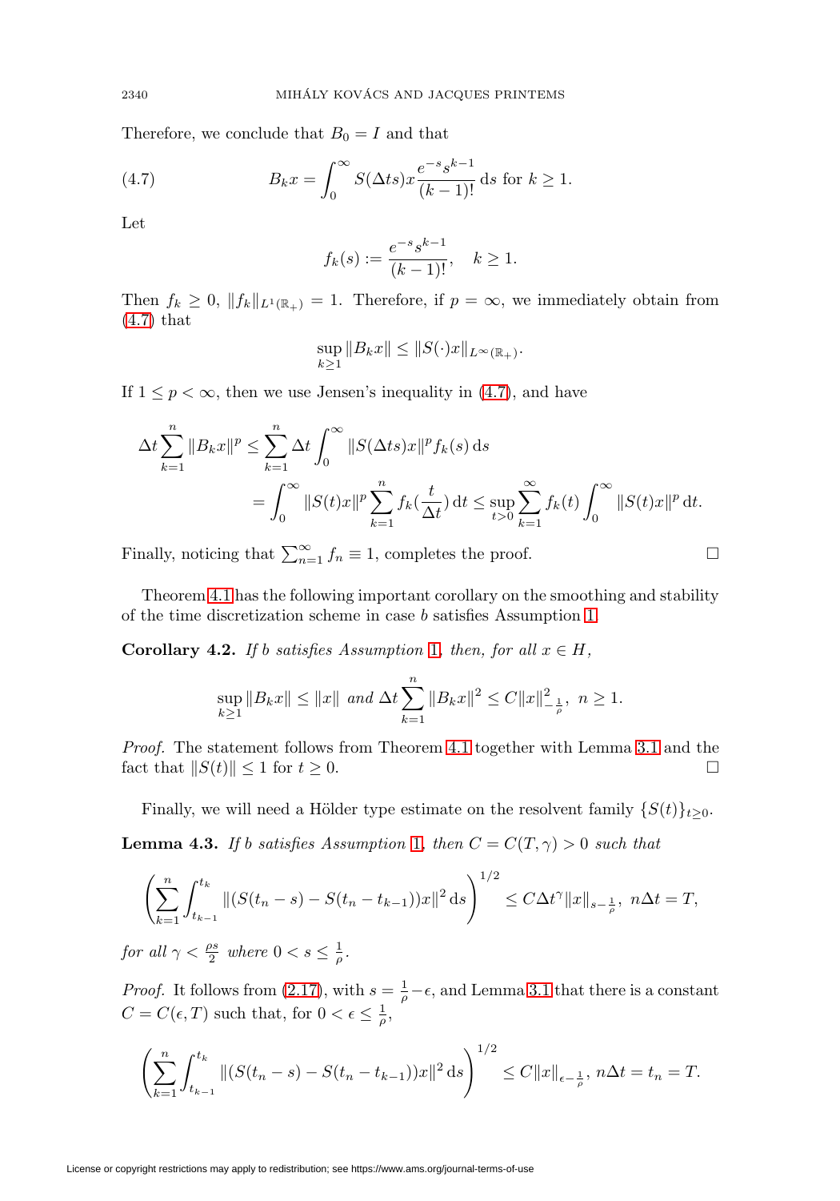Therefore, we conclude that $B_0 = I$ and that

$$B_k x = \int_0^\infty S(\Delta t s) x \frac{e^{-s} s^{k-1}}{(k-1)!} \, \mathrm{d}s \text{ for } k \geq 1. \tag{4.7}$$

Let

$$f_k(s) := \frac{e^{-s} s^{k-1}}{(k-1)!}, \quad k \geq 1.$$

Then $f_k \geq 0$, $\|f_k\|_{L^1(\mathbb{R}_+)} = 1$. Therefore, if $p = \infty$, we immediately obtain from (4.7) that

$$\sup_{k \geq 1} \|B_k x\| \leq \|S(\cdot) x\|_{L^\infty(\mathbb{R}_+)}.$$

If $1 \leq p < \infty$, then we use Jensen's inequality in (4.7), and have

$$\begin{aligned}
\Delta t \sum_{k=1}^n \|B_k x\|^p &\leq \sum_{k=1}^n \Delta t \int_0^\infty \|S(\Delta t s) x\|^p f_k(s) \, \mathrm{d}s \\
&= \int_0^\infty \|S(t) x\|^p \sum_{k=1}^n f_k\left(\frac{t}{\Delta t}\right) \mathrm{d}t \leq \sup_{t>0} \sum_{k=1}^\infty f_k(t) \int_0^\infty \|S(t) x\|^p \, \mathrm{d}t.
\end{aligned}$$

Finally, noticing that $\sum_{n=1}^\infty f_n \equiv 1$, completes the proof. $\square$

Theorem 4.1 has the following important corollary on the smoothing and stability of the time discretization scheme in case $b$ satisfies Assumption 1.

**Corollary 4.2.** *If $b$ satisfies Assumption 1, then, for all $x \in H$,*

$$\sup_{k \geq 1} \|B_k x\| \leq \|x\| \text{ and } \Delta t \sum_{k=1}^n \|B_k x\|^2 \leq C \|x\|^2_{-\frac{1}{\rho}}, \; n \geq 1.$$

*Proof.* The statement follows from Theorem 4.1 together with Lemma 3.1 and the fact that $\|S(t)\| \leq 1$ for $t \geq 0$. $\square$

Finally, we will need a Hölder type estimate on the resolvent family $\{S(t)\}_{t \geq 0}$.

**Lemma 4.3.** *If $b$ satisfies Assumption 1, then $C = C(T, \gamma) > 0$ such that*

$$\left( \sum_{k=1}^n \int_{t_{k-1}}^{t_k} \|(S(t_n - s) - S(t_n - t_{k-1})) x\|^2 \, \mathrm{d}s \right)^{1/2} \leq C \Delta t^\gamma \|x\|_{s - \frac{1}{\rho}}, \; n\Delta t = T,$$

*for all $\gamma < \frac{\rho s}{2}$ where $0 < s \leq \frac{1}{\rho}$.*

*Proof.* It follows from (2.17), with $s = \frac{1}{\rho} - \epsilon$, and Lemma 3.1 that there is a constant $C = C(\epsilon, T)$ such that, for $0 < \epsilon \leq \frac{1}{\rho}$,

$$\left( \sum_{k=1}^n \int_{t_{k-1}}^{t_k} \|(S(t_n - s) - S(t_n - t_{k-1})) x\|^2 \, \mathrm{d}s \right)^{1/2} \leq C \|x\|_{\epsilon - \frac{1}{\rho}}, \; n\Delta t = t_n = T.$$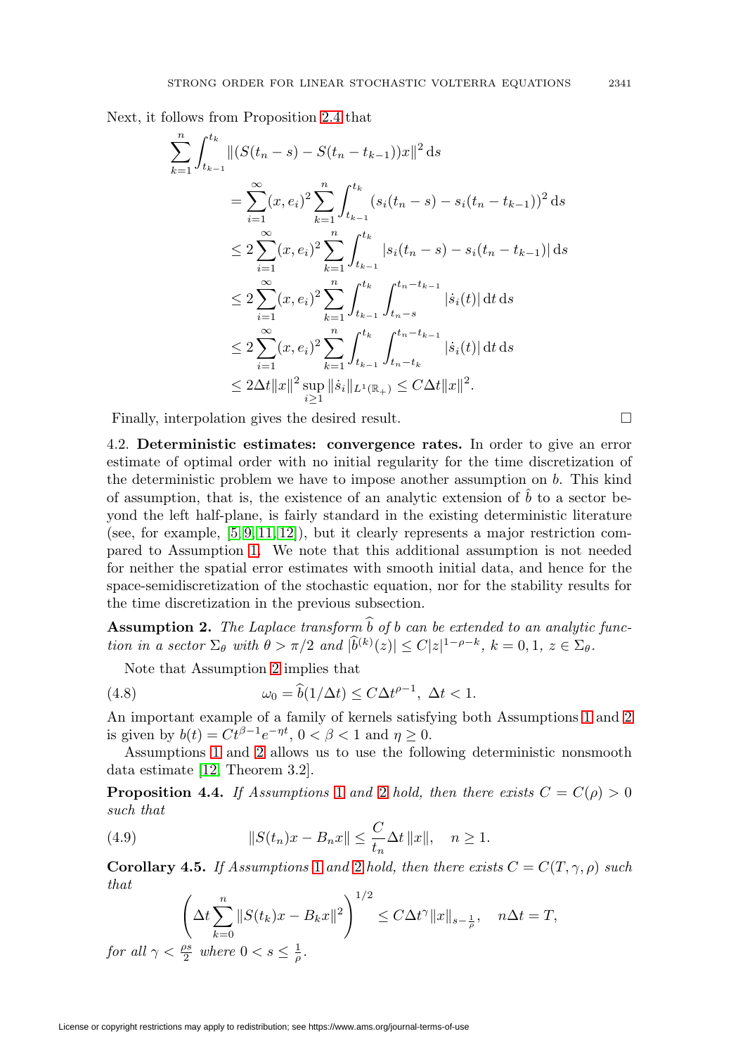Next, it follows from Proposition 2.4 that

$$
\begin{aligned}
\sum_{k=1}^{n} \int_{t_{k-1}}^{t_k} \|(S(t_n - s) - S(t_n - t_{k-1}))x\|^2 \,\mathrm{d}s
&= \sum_{i=1}^{\infty} (x, e_i)^2 \sum_{k=1}^{n} \int_{t_{k-1}}^{t_k} (s_i(t_n - s) - s_i(t_n - t_{k-1}))^2 \,\mathrm{d}s \\
&\le 2 \sum_{i=1}^{\infty} (x, e_i)^2 \sum_{k=1}^{n} \int_{t_{k-1}}^{t_k} |s_i(t_n - s) - s_i(t_n - t_{k-1})| \,\mathrm{d}s \\
&\le 2 \sum_{i=1}^{\infty} (x, e_i)^2 \sum_{k=1}^{n} \int_{t_{k-1}}^{t_k} \int_{t_n - s}^{t_n - t_{k-1}} |\dot{s}_i(t)| \,\mathrm{d}t \,\mathrm{d}s \\
&\le 2 \sum_{i=1}^{\infty} (x, e_i)^2 \sum_{k=1}^{n} \int_{t_{k-1}}^{t_k} \int_{t_n - t_k}^{t_n - t_{k-1}} |\dot{s}_i(t)| \,\mathrm{d}t \,\mathrm{d}s \\
&\le 2\Delta t \|x\|^2 \sup_{i \ge 1} \|\dot{s}_i\|_{L^1(\mathbb{R}_+)} \le C\Delta t \|x\|^2.
\end{aligned}
$$

Finally, interpolation gives the desired result. $\square$

4.2. **Deterministic estimates: convergence rates.** In order to give an error estimate of optimal order with no initial regularity for the time discretization of the deterministic problem we have to impose another assumption on $b$. This kind of assumption, that is, the existence of an analytic extension of $\hat{b}$ to a sector beyond the left half-plane, is fairly standard in the existing deterministic literature (see, for example, [5, 9, 11, 12]), but it clearly represents a major restriction compared to Assumption 1. We note that this additional assumption is not needed for neither the spatial error estimates with smooth initial data, and hence for the space-semidiscretization of the stochastic equation, nor for the stability results for the time discretization in the previous subsection.

**Assumption 2.** *The Laplace transform $\widehat{b}$ of $b$ can be extended to an analytic function in a sector $\Sigma_\theta$ with $\theta > \pi/2$ and $|\widehat{b}^{(k)}(z)| \le C|z|^{1-\rho-k}$, $k = 0, 1$, $z \in \Sigma_\theta$.*

Note that Assumption 2 implies that

$$
\omega_0 = \widehat{b}(1/\Delta t) \le C\Delta t^{\rho - 1}, \ \Delta t < 1. \tag{4.8}
$$

An important example of a family of kernels satisfying both Assumptions 1 and 2 is given by $b(t) = Ct^{\beta-1}e^{-\eta t}$, $0 < \beta < 1$ and $\eta \ge 0$.

Assumptions 1 and 2 allows us to use the following deterministic nonsmooth data estimate [12, Theorem 3.2].

**Proposition 4.4.** *If Assumptions 1 and 2 hold, then there exists $C = C(\rho) > 0$ such that*

$$
\|S(t_n)x - B_n x\| \le \frac{C}{t_n} \Delta t \, \|x\|, \quad n \ge 1. \tag{4.9}
$$

**Corollary 4.5.** *If Assumptions 1 and 2 hold, then there exists $C = C(T, \gamma, \rho)$ such that*

$$
\left( \Delta t \sum_{k=0}^{n} \|S(t_k)x - B_k x\|^2 \right)^{1/2} \le C\Delta t^{\gamma} \|x\|_{s - \frac{1}{\rho}}, \quad n\Delta t = T,
$$

*for all $\gamma < \frac{\rho s}{2}$ where $0 < s \le \frac{1}{\rho}$.*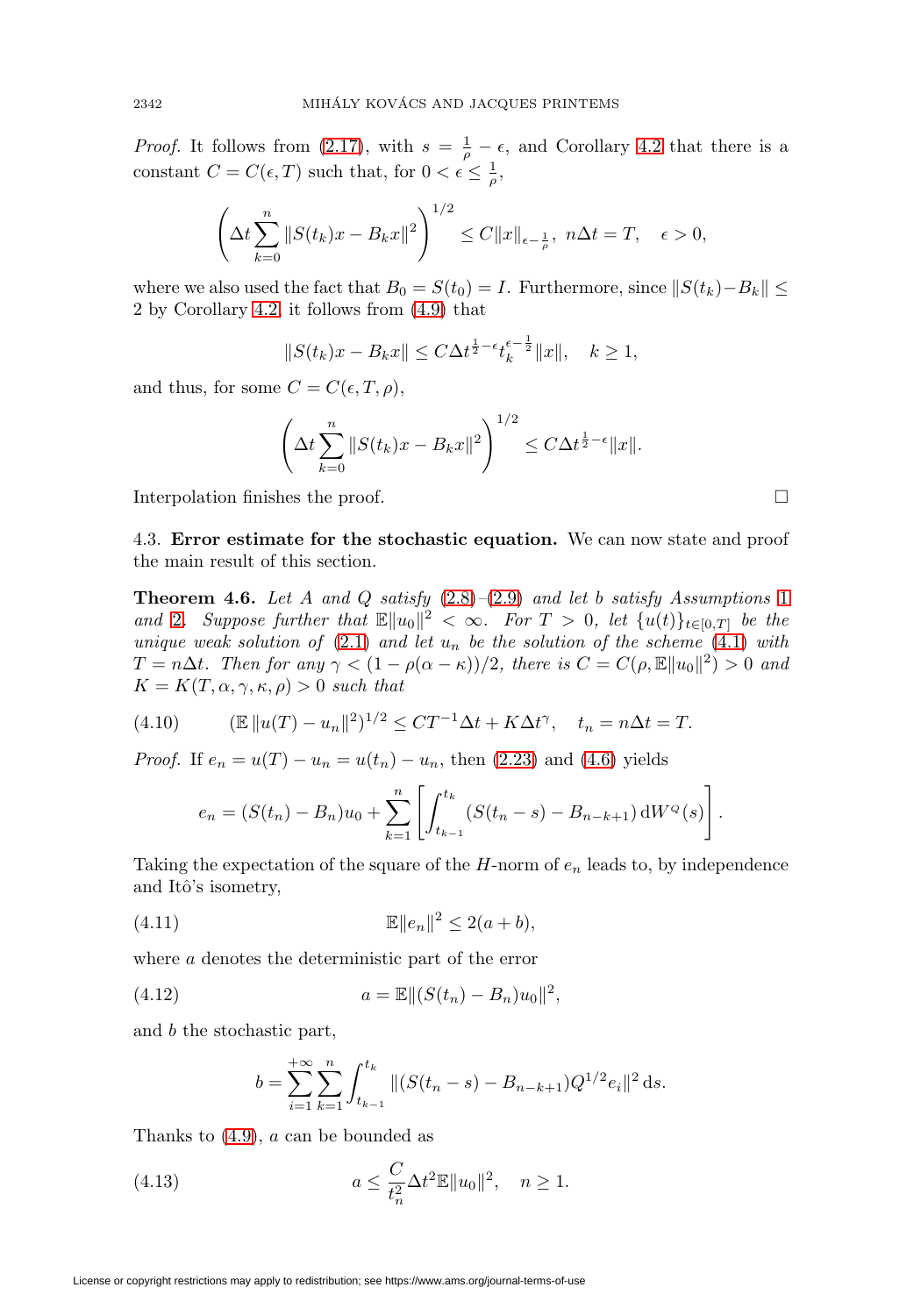*Proof.* It follows from (2.17), with $s = \frac{1}{\rho} - \epsilon$, and Corollary 4.2 that there is a constant $C = C(\epsilon, T)$ such that, for $0 < \epsilon \leq \frac{1}{\rho}$,

$$\left(\Delta t \sum_{k=0}^{n} \|S(t_k)x - B_k x\|^2\right)^{1/2} \leq C\|x\|_{\epsilon - \frac{1}{\rho}}, \; n\Delta t = T, \quad \epsilon > 0,$$

where we also used the fact that $B_0 = S(t_0) = I$. Furthermore, since $\|S(t_k) - B_k\| \leq 2$ by Corollary 4.2, it follows from (4.9) that

$$\|S(t_k)x - B_k x\| \leq C\Delta t^{\frac{1}{2}-\epsilon} t_k^{\epsilon - \frac{1}{2}} \|x\|, \quad k \geq 1,$$

and thus, for some $C = C(\epsilon, T, \rho)$,

$$\left(\Delta t \sum_{k=0}^{n} \|S(t_k)x - B_k x\|^2\right)^{1/2} \leq C\Delta t^{\frac{1}{2}-\epsilon}\|x\|.$$

Interpolation finishes the proof. □

## 4.3. **Error estimate for the stochastic equation.**

We can now state and proof the main result of this section.

**Theorem 4.6.** *Let $A$ and $Q$ satisfy (2.8)–(2.9) and let $b$ satisfy Assumptions 1 and 2. Suppose further that $\mathbb{E}\|u_0\|^2 < \infty$. For $T > 0$, let $\{u(t)\}_{t\in[0,T]}$ be the unique weak solution of (2.1) and let $u_n$ be the solution of the scheme (4.1) with $T = n\Delta t$. Then for any $\gamma < (1 - \rho(\alpha - \kappa))/2$, there is $C = C(\rho, \mathbb{E}\|u_0\|^2) > 0$ and $K = K(T, \alpha, \gamma, \kappa, \rho) > 0$ such that*

$$(\mathbb{E}\,\|u(T) - u_n\|^2)^{1/2} \leq CT^{-1}\Delta t + K\Delta t^{\gamma}, \quad t_n = n\Delta t = T. \tag{4.10}$$

*Proof.* If $e_n = u(T) - u_n = u(t_n) - u_n$, then (2.23) and (4.6) yields

$$e_n = (S(t_n) - B_n)u_0 + \sum_{k=1}^{n}\left[\int_{t_{k-1}}^{t_k} (S(t_n - s) - B_{n-k+1})\,\mathrm{d}W^Q(s)\right].$$

Taking the expectation of the square of the $H$-norm of $e_n$ leads to, by independence and Itô's isometry,

$$\mathbb{E}\|e_n\|^2 \leq 2(a + b), \tag{4.11}$$

where $a$ denotes the deterministic part of the error

$$a = \mathbb{E}\|(S(t_n) - B_n)u_0\|^2, \tag{4.12}$$

and $b$ the stochastic part,

$$b = \sum_{i=1}^{+\infty}\sum_{k=1}^{n}\int_{t_{k-1}}^{t_k} \|(S(t_n - s) - B_{n-k+1})Q^{1/2}e_i\|^2\,\mathrm{d}s.$$

Thanks to (4.9), $a$ can be bounded as

$$a \leq \frac{C}{t_n^2}\Delta t^2\mathbb{E}\|u_0\|^2, \quad n \geq 1. \tag{4.13}$$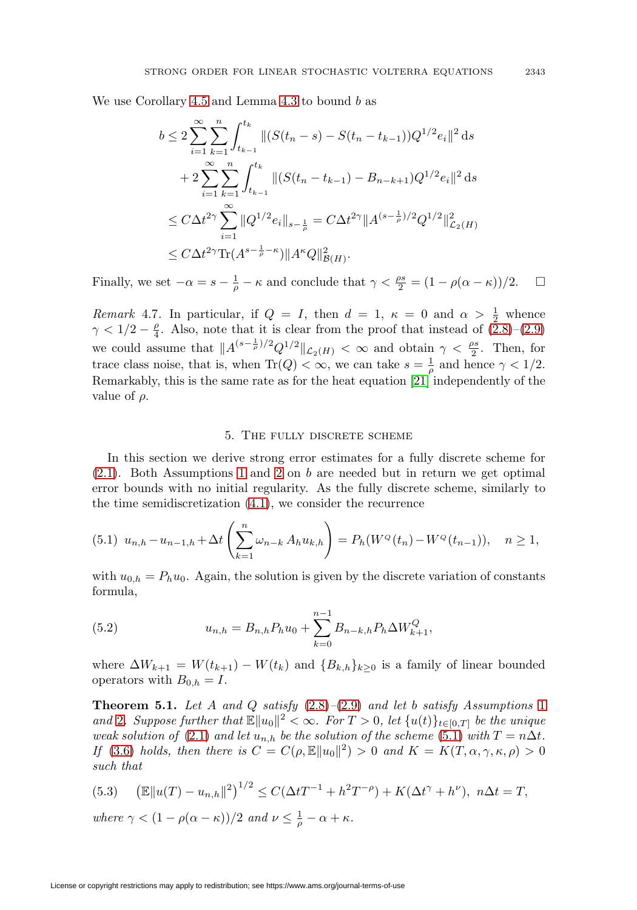We use Corollary 4.5 and Lemma 4.3 to bound $b$ as

$$
\begin{aligned}
b &\le 2\sum_{i=1}^{\infty}\sum_{k=1}^{n}\int_{t_{k-1}}^{t_k} \|(S(t_n-s)-S(t_n-t_{k-1}))Q^{1/2}e_i\|^2\,\mathrm{d}s \\
&\quad + 2\sum_{i=1}^{\infty}\sum_{k=1}^{n}\int_{t_{k-1}}^{t_k} \|(S(t_n-t_{k-1})-B_{n-k+1})Q^{1/2}e_i\|^2\,\mathrm{d}s \\
&\le C\Delta t^{2\gamma}\sum_{i=1}^{\infty}\|Q^{1/2}e_i\|_{s-\frac{1}{\rho}}^2 = C\Delta t^{2\gamma}\|A^{(s-\frac{1}{\rho})/2}Q^{1/2}\|_{\mathcal{L}_2(H)}^2 \\
&\le C\Delta t^{2\gamma}\mathrm{Tr}(A^{s-\frac{1}{\rho}-\kappa})\|A^{\kappa}Q\|_{\mathcal{B}(H)}^2.
\end{aligned}
$$

Finally, we set $-\alpha = s-\frac{1}{\rho}-\kappa$ and conclude that $\gamma < \frac{\rho s}{2} = (1-\rho(\alpha-\kappa))/2$. $\square$

*Remark* 4.7. In particular, if $Q = I$, then $d = 1$, $\kappa = 0$ and $\alpha > \frac{1}{2}$ whence $\gamma < 1/2 - \frac{\rho}{4}$. Also, note that it is clear from the proof that instead of (2.8)–(2.9) we could assume that $\|A^{(s-\frac{1}{\rho})/2}Q^{1/2}\|_{\mathcal{L}_2(H)} < \infty$ and obtain $\gamma < \frac{\rho s}{2}$. Then, for trace class noise, that is, when $\mathrm{Tr}(Q) < \infty$, we can take $s = \frac{1}{\rho}$ and hence $\gamma < 1/2$. Remarkably, this is the same rate as for the heat equation [21] independently of the value of $\rho$.

## 5. The fully discrete scheme

In this section we derive strong error estimates for a fully discrete scheme for (2.1). Both Assumptions 1 and 2 on $b$ are needed but in return we get optimal error bounds with no initial regularity. As the fully discrete scheme, similarly to the time semidiscretization (4.1), we consider the recurrence

$$
(5.1)\quad u_{n,h} - u_{n-1,h} + \Delta t\left(\sum_{k=1}^{n}\omega_{n-k}\,A_h u_{k,h}\right) = P_h(W^Q(t_n) - W^Q(t_{n-1})), \quad n \ge 1,
$$

with $u_{0,h} = P_h u_0$. Again, the solution is given by the discrete variation of constants formula,

$$
(5.2)\qquad u_{n,h} = B_{n,h}P_h u_0 + \sum_{k=0}^{n-1} B_{n-k,h}P_h\Delta W_{k+1}^Q,
$$

where $\Delta W_{k+1} = W(t_{k+1}) - W(t_k)$ and $\{B_{k,h}\}_{k\ge 0}$ is a family of linear bounded operators with $B_{0,h} = I$.

**Theorem 5.1.** *Let $A$ and $Q$ satisfy (2.8)–(2.9) and let $b$ satisfy Assumptions 1 and 2. Suppose further that $\mathbb{E}\|u_0\|^2 < \infty$. For $T > 0$, let $\{u(t)\}_{t\in[0,T]}$ be the unique weak solution of (2.1) and let $u_{n,h}$ be the solution of the scheme (5.1) with $T = n\Delta t$. If (3.6) holds, then there is $C = C(\rho, \mathbb{E}\|u_0\|^2) > 0$ and $K = K(T,\alpha,\gamma,\kappa,\rho) > 0$ such that*

$$
(5.3)\quad \left(\mathbb{E}\|u(T) - u_{n,h}\|^2\right)^{1/2} \le C(\Delta t T^{-1} + h^2 T^{-\rho}) + K(\Delta t^{\gamma} + h^{\nu}),\ n\Delta t = T,
$$

*where $\gamma < (1-\rho(\alpha-\kappa))/2$ and $\nu \le \frac{1}{\rho} - \alpha + \kappa$.*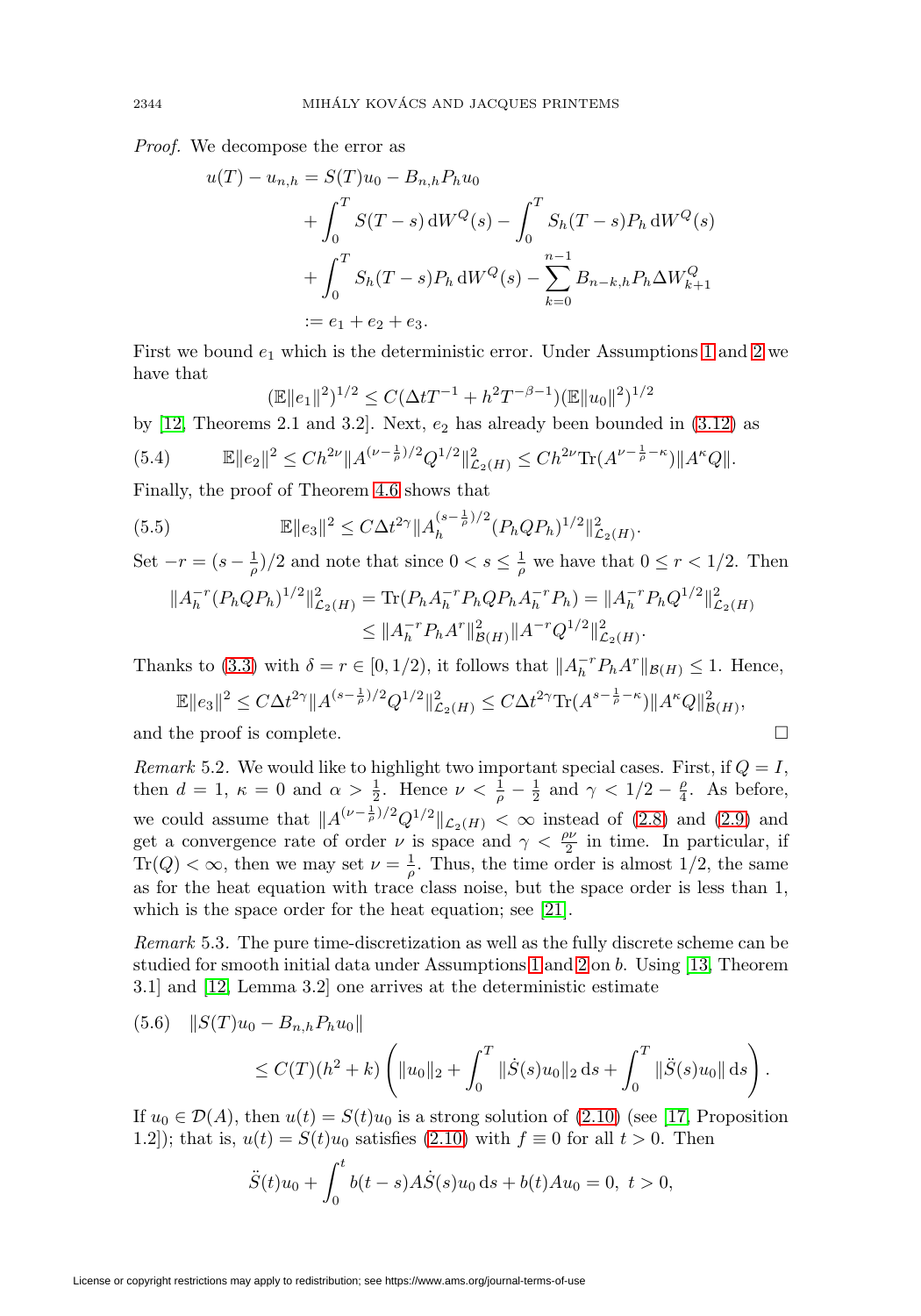*Proof.* We decompose the error as

$$
\begin{aligned}
u(T) - u_{n,h} &= S(T)u_0 - B_{n,h}P_h u_0 \\
&\quad + \int_0^T S(T-s)\,\mathrm{d}W^Q(s) - \int_0^T S_h(T-s)P_h\,\mathrm{d}W^Q(s) \\
&\quad + \int_0^T S_h(T-s)P_h\,\mathrm{d}W^Q(s) - \sum_{k=0}^{n-1} B_{n-k,h}P_h \Delta W^Q_{k+1} \\
&:= e_1 + e_2 + e_3.
\end{aligned}
$$

First we bound $e_1$ which is the deterministic error. Under Assumptions 1 and 2 we have that

$$
(\mathbb{E}\|e_1\|^2)^{1/2} \le C(\Delta t T^{-1} + h^2 T^{-\beta-1})(\mathbb{E}\|u_0\|^2)^{1/2}
$$

by [12, Theorems 2.1 and 3.2]. Next, $e_2$ has already been bounded in (3.12) as

$$
\mathbb{E}\|e_2\|^2 \le Ch^{2\nu}\|A^{(\nu-\frac{1}{\rho})/2}Q^{1/2}\|^2_{\mathcal{L}_2(H)} \le Ch^{2\nu}\mathrm{Tr}(A^{\nu-\frac{1}{\rho}-\kappa})\|A^\kappa Q\|. \tag{5.4}
$$

Finally, the proof of Theorem 4.6 shows that

$$
\mathbb{E}\|e_3\|^2 \le C\Delta t^{2\gamma}\|A_h^{(s-\frac{1}{\rho})/2}(P_hQP_h)^{1/2}\|^2_{\mathcal{L}_2(H)}. \tag{5.5}
$$

Set $-r = (s-\frac{1}{\rho})/2$ and note that since $0 < s \le \frac{1}{\rho}$ we have that $0 \le r < 1/2$. Then

$$
\begin{aligned}
\|A_h^{-r}(P_hQP_h)^{1/2}\|^2_{\mathcal{L}_2(H)} &= \mathrm{Tr}(P_hA_h^{-r}P_hQP_hA_h^{-r}P_h) = \|A_h^{-r}P_hQ^{1/2}\|^2_{\mathcal{L}_2(H)} \\
&\le \|A_h^{-r}P_hA^r\|^2_{\mathcal{B}(H)}\|A^{-r}Q^{1/2}\|^2_{\mathcal{L}_2(H)}.
\end{aligned}
$$

Thanks to (3.3) with $\delta = r \in [0, 1/2)$, it follows that $\|A_h^{-r}P_hA^r\|_{\mathcal{B}(H)} \le 1$. Hence,

$$
\mathbb{E}\|e_3\|^2 \le C\Delta t^{2\gamma}\|A^{(s-\frac{1}{\rho})/2}Q^{1/2}\|^2_{\mathcal{L}_2(H)} \le C\Delta t^{2\gamma}\mathrm{Tr}(A^{s-\frac{1}{\rho}-\kappa})\|A^\kappa Q\|^2_{\mathcal{B}(H)},
$$

and the proof is complete. □

*Remark* 5.2. We would like to highlight two important special cases. First, if $Q = I$, then $d = 1$, $\kappa = 0$ and $\alpha > \frac{1}{2}$. Hence $\nu < \frac{1}{\rho} - \frac{1}{2}$ and $\gamma < 1/2 - \frac{\rho}{4}$. As before, we could assume that $\|A^{(\nu-\frac{1}{\rho})/2}Q^{1/2}\|_{\mathcal{L}_2(H)} < \infty$ instead of (2.8) and (2.9) and get a convergence rate of order $\nu$ is space and $\gamma < \frac{\rho\nu}{2}$ in time. In particular, if $\mathrm{Tr}(Q) < \infty$, then we may set $\nu = \frac{1}{\rho}$. Thus, the time order is almost $1/2$, the same as for the heat equation with trace class noise, but the space order is less than 1, which is the space order for the heat equation; see [21].

*Remark* 5.3. The pure time-discretization as well as the fully discrete scheme can be studied for smooth initial data under Assumptions 1 and 2 on $b$. Using [13, Theorem 3.1] and [12, Lemma 3.2] one arrives at the deterministic estimate

$$
\begin{aligned}
&\|S(T)u_0 - B_{n,h}P_hu_0\| \\
&\qquad \le C(T)(h^2 + k)\left(\|u_0\|_2 + \int_0^T \|\dot{S}(s)u_0\|_2\,\mathrm{d}s + \int_0^T \|\ddot{S}(s)u_0\|\,\mathrm{d}s\right).
\end{aligned} \tag{5.6}
$$

If $u_0 \in \mathcal{D}(A)$, then $u(t) = S(t)u_0$ is a strong solution of (2.10) (see [17, Proposition 1.2]); that is, $u(t) = S(t)u_0$ satisfies (2.10) with $f \equiv 0$ for all $t > 0$. Then

$$
\ddot{S}(t)u_0 + \int_0^t b(t-s)A\dot{S}(s)u_0\,\mathrm{d}s + b(t)Au_0 = 0,\ t > 0,
$$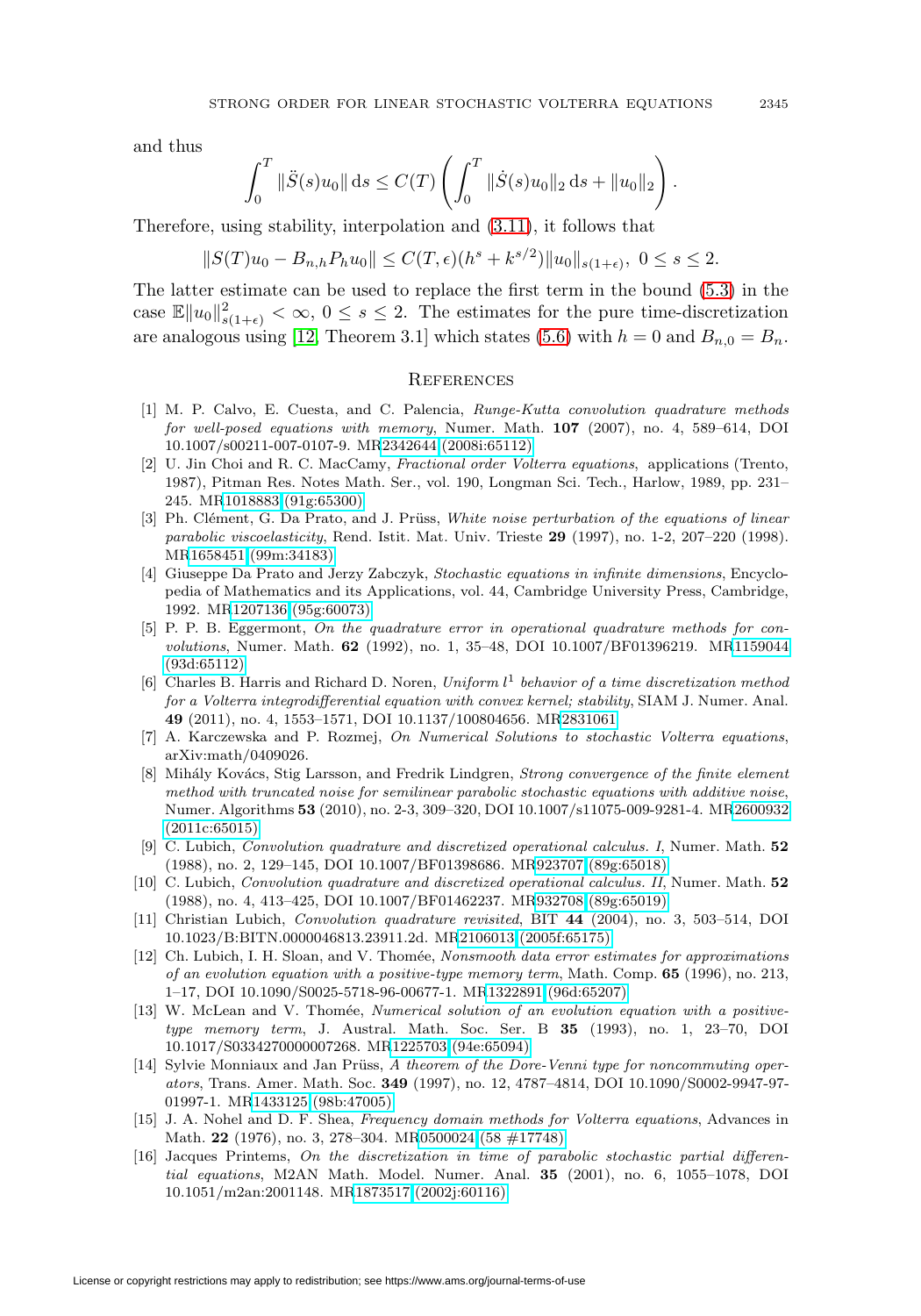and thus

$$\int_0^T \|\ddot{S}(s)u_0\| \, \mathrm{d}s \leq C(T) \left( \int_0^T \|\dot{S}(s)u_0\|_2 \, \mathrm{d}s + \|u_0\|_2 \right).$$

Therefore, using stability, interpolation and (3.11), it follows that

$$\|S(T)u_0 - B_{n,h}P_h u_0\| \leq C(T,\epsilon)(h^s + k^{s/2})\|u_0\|_{s(1+\epsilon)}, \ 0 \leq s \leq 2.$$

The latter estimate can be used to replace the first term in the bound (5.3) in the case $\mathbb{E}\|u_0\|^2_{s(1+\epsilon)} < \infty$, $0 \leq s \leq 2$. The estimates for the pure time-discretization are analogous using [12, Theorem 3.1] which states (5.6) with $h = 0$ and $B_{n,0} = B_n$.

## References

[1] M. P. Calvo, E. Cuesta, and C. Palencia, *Runge-Kutta convolution quadrature methods for well-posed equations with memory*, Numer. Math. **107** (2007), no. 4, 589–614, DOI 10.1007/s00211-007-0107-9. MR2342644 (2008i:65112)

[2] U. Jin Choi and R. C. MacCamy, *Fractional order Volterra equations*, applications (Trento, 1987), Pitman Res. Notes Math. Ser., vol. 190, Longman Sci. Tech., Harlow, 1989, pp. 231–245. MR1018883 (91g:65300)

[3] Ph. Clément, G. Da Prato, and J. Prüss, *White noise perturbation of the equations of linear parabolic viscoelasticity*, Rend. Istit. Mat. Univ. Trieste **29** (1997), no. 1-2, 207–220 (1998). MR1658451 (99m:34183)

[4] Giuseppe Da Prato and Jerzy Zabczyk, *Stochastic equations in infinite dimensions*, Encyclopedia of Mathematics and its Applications, vol. 44, Cambridge University Press, Cambridge, 1992. MR1207136 (95g:60073)

[5] P. P. B. Eggermont, *On the quadrature error in operational quadrature methods for convolutions*, Numer. Math. **62** (1992), no. 1, 35–48, DOI 10.1007/BF01396219. MR1159044 (93d:65112)

[6] Charles B. Harris and Richard D. Noren, *Uniform $l^1$ behavior of a time discretization method for a Volterra integrodifferential equation with convex kernel; stability*, SIAM J. Numer. Anal. **49** (2011), no. 4, 1553–1571, DOI 10.1137/100804656. MR2831061

[7] A. Karczewska and P. Rozmej, *On Numerical Solutions to stochastic Volterra equations*, arXiv:math/0409026.

[8] Mihály Kovács, Stig Larsson, and Fredrik Lindgren, *Strong convergence of the finite element method with truncated noise for semilinear parabolic stochastic equations with additive noise*, Numer. Algorithms **53** (2010), no. 2-3, 309–320, DOI 10.1007/s11075-009-9281-4. MR2600932 (2011c:65015)

[9] C. Lubich, *Convolution quadrature and discretized operational calculus. I*, Numer. Math. **52** (1988), no. 2, 129–145, DOI 10.1007/BF01398686. MR923707 (89g:65018)

[10] C. Lubich, *Convolution quadrature and discretized operational calculus. II*, Numer. Math. **52** (1988), no. 4, 413–425, DOI 10.1007/BF01462237. MR932708 (89g:65019)

[11] Christian Lubich, *Convolution quadrature revisited*, BIT **44** (2004), no. 3, 503–514, DOI 10.1023/B:BITN.0000046813.23911.2d. MR2106013 (2005f:65175)

[12] Ch. Lubich, I. H. Sloan, and V. Thomée, *Nonsmooth data error estimates for approximations of an evolution equation with a positive-type memory term*, Math. Comp. **65** (1996), no. 213, 1–17, DOI 10.1090/S0025-5718-96-00677-1. MR1322891 (96d:65207)

[13] W. McLean and V. Thomée, *Numerical solution of an evolution equation with a positive-type memory term*, J. Austral. Math. Soc. Ser. B **35** (1993), no. 1, 23–70, DOI 10.1017/S0334270000007268. MR1225703 (94e:65094)

[14] Sylvie Monniaux and Jan Prüss, *A theorem of the Dore-Venni type for noncommuting operators*, Trans. Amer. Math. Soc. **349** (1997), no. 12, 4787–4814, DOI 10.1090/S0002-9947-97-01997-1. MR1433125 (98b:47005)

[15] J. A. Nohel and D. F. Shea, *Frequency domain methods for Volterra equations*, Advances in Math. **22** (1976), no. 3, 278–304. MR0500024 (58 #17748)

[16] Jacques Printems, *On the discretization in time of parabolic stochastic partial differential equations*, M2AN Math. Model. Numer. Anal. **35** (2001), no. 6, 1055–1078, DOI 10.1051/m2an:2001148. MR1873517 (2002j:60116)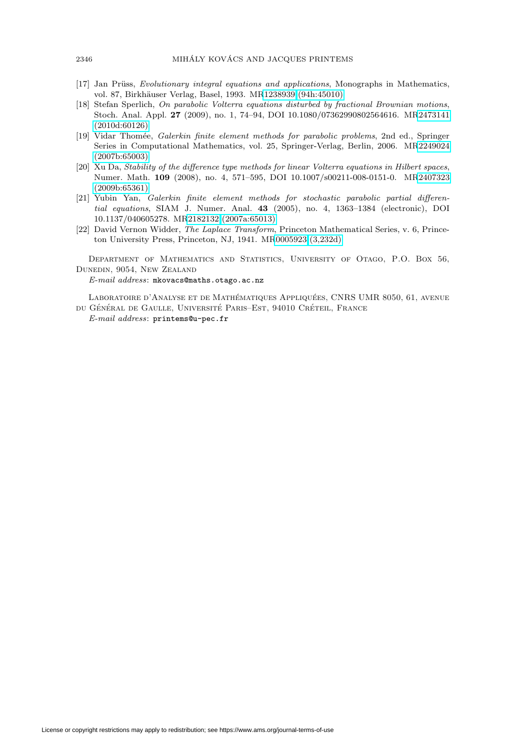[17] Jan Prüss, *Evolutionary integral equations and applications*, Monographs in Mathematics, vol. 87, Birkhäuser Verlag, Basel, 1993. MR1238939 (94h:45010)

[18] Stefan Sperlich, *On parabolic Volterra equations disturbed by fractional Brownian motions*, Stoch. Anal. Appl. **27** (2009), no. 1, 74–94, DOI 10.1080/07362990802564616. MR2473141 (2010d:60126)

[19] Vidar Thomée, *Galerkin finite element methods for parabolic problems*, 2nd ed., Springer Series in Computational Mathematics, vol. 25, Springer-Verlag, Berlin, 2006. MR2249024 (2007b:65003)

[20] Xu Da, *Stability of the difference type methods for linear Volterra equations in Hilbert spaces*, Numer. Math. **109** (2008), no. 4, 571–595, DOI 10.1007/s00211-008-0151-0. MR2407323 (2009b:65361)

[21] Yubin Yan, *Galerkin finite element methods for stochastic parabolic partial differential equations*, SIAM J. Numer. Anal. **43** (2005), no. 4, 1363–1384 (electronic), DOI 10.1137/040605278. MR2182132 (2007a:65013)

[22] David Vernon Widder, *The Laplace Transform*, Princeton Mathematical Series, v. 6, Princeton University Press, Princeton, NJ, 1941. MR0005923 (3,232d)

Department of Mathematics and Statistics, University of Otago, P.O. Box 56, Dunedin, 9054, New Zealand

*E-mail address*: mkovacs@maths.otago.ac.nz

Laboratoire d'Analyse et de Mathématiques Appliquées, CNRS UMR 8050, 61, avenue du Général de Gaulle, Université Paris–Est, 94010 Créteil, France

*E-mail address*: printems@u-pec.fr